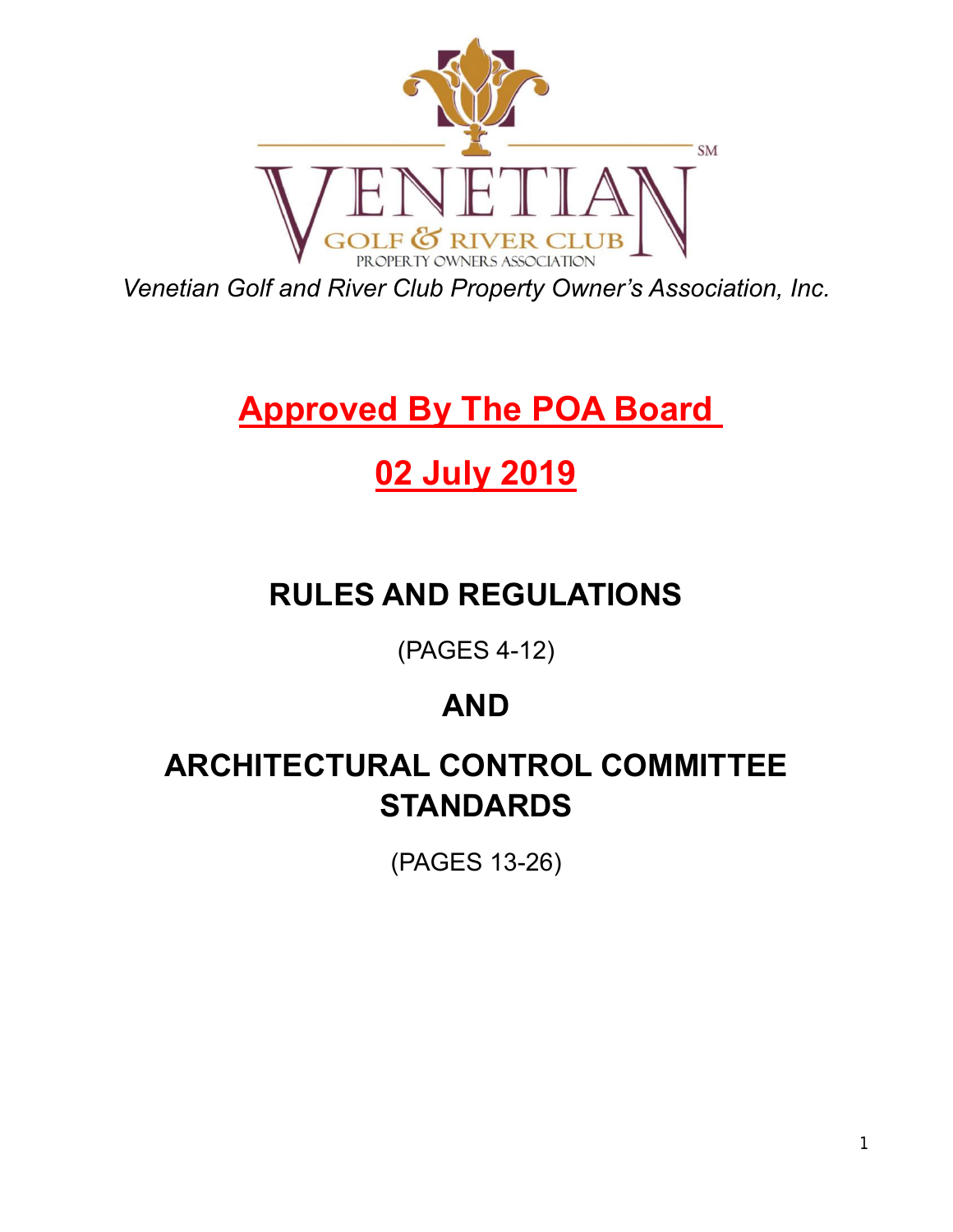VENETIAN GOLF & RIVER CLUB PROPERTY OWNERS ASSOCIATION

*Venetian Golf and River Club Property Owner's Association, Inc.*

# Approved By The POA Board

# 02 July 2019

# RULES AND REGULATIONS

(PAGES 4-12)

# AND

# ARCHITECTURAL CONTROL COMMITTEE STANDARDS

(PAGES 13-26)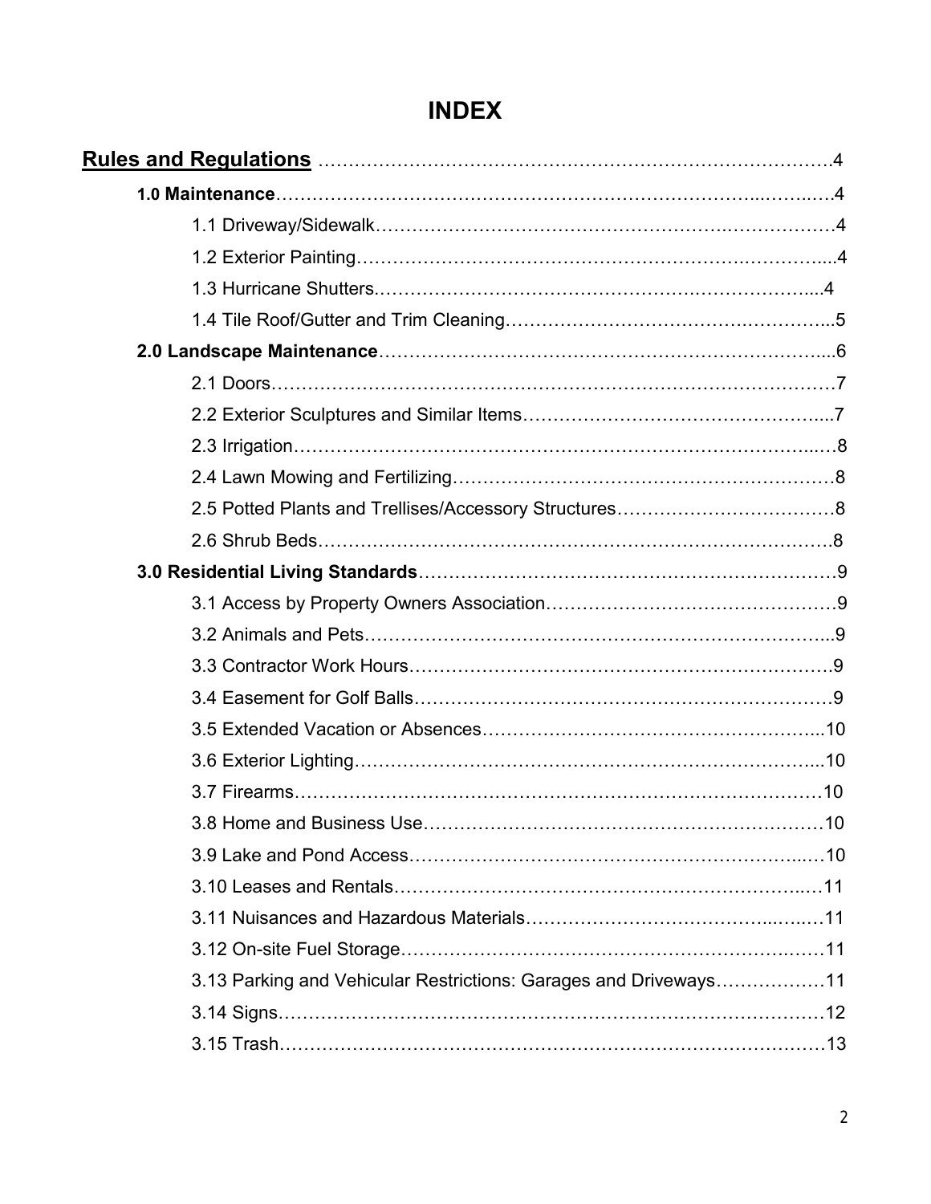# INDEX

**Rules and Regulations** ……………………………………………………………………….4

**1.0 Maintenance**……………………………………………………………………..……..….4

1.1 Driveway/Sidewalk…………………………………………….………………4

1.2 Exterior Painting……………………………………………………..…………...4

1.3 Hurricane Shutters.………………………………………….…………………...4

1.4 Tile Roof/Gutter and Trim Cleaning…………………………………….…………...5

**2.0 Landscape Maintenance**…………………………………………………………….....6

2.1 Doors………………………………………………………………………………7

2.2 Exterior Sculptures and Similar Items……………………………………………....7

2.3 Irrigation……………………………………………………………………….…..….8

2.4 Lawn Mowing and Fertilizing……………………………………………………8

2.5 Potted Plants and Trellises/Accessory Structures………………………………8

2.6 Shrub Beds………………………………………………………………………….8

**3.0 Residential Living Standards**…………………………………………………………9

3.1 Access by Property Owners Association………………………….………………9

3.2 Animals and Pets…………………………………………………………………...9

3.3 Contractor Work Hours…………………………………………………………….9

3.4 Easement for Golf Balls……………………………………………………………9

3.5 Extended Vacation or Absences……………………………………………...10

3.6 Exterior Lighting……………………………………………………………...10

3.7 Firearms……………………………………………………………………………10

3.8 Home and Business Use…………………………………………………………10

3.9 Lake and Pond Access……………………………………………………..…10

3.10 Leases and Rentals…………………………………………………………..…11

3.11 Nuisances and Hazardous Materials…………………………………...…..…11

3.12 On-site Fuel Storage…………………………………………………….……11

3.13 Parking and Vehicular Restrictions: Garages and Driveways………………11

3.14 Signs………………………………………………………………………………12

3.15 Trash………………………………………………………………………………13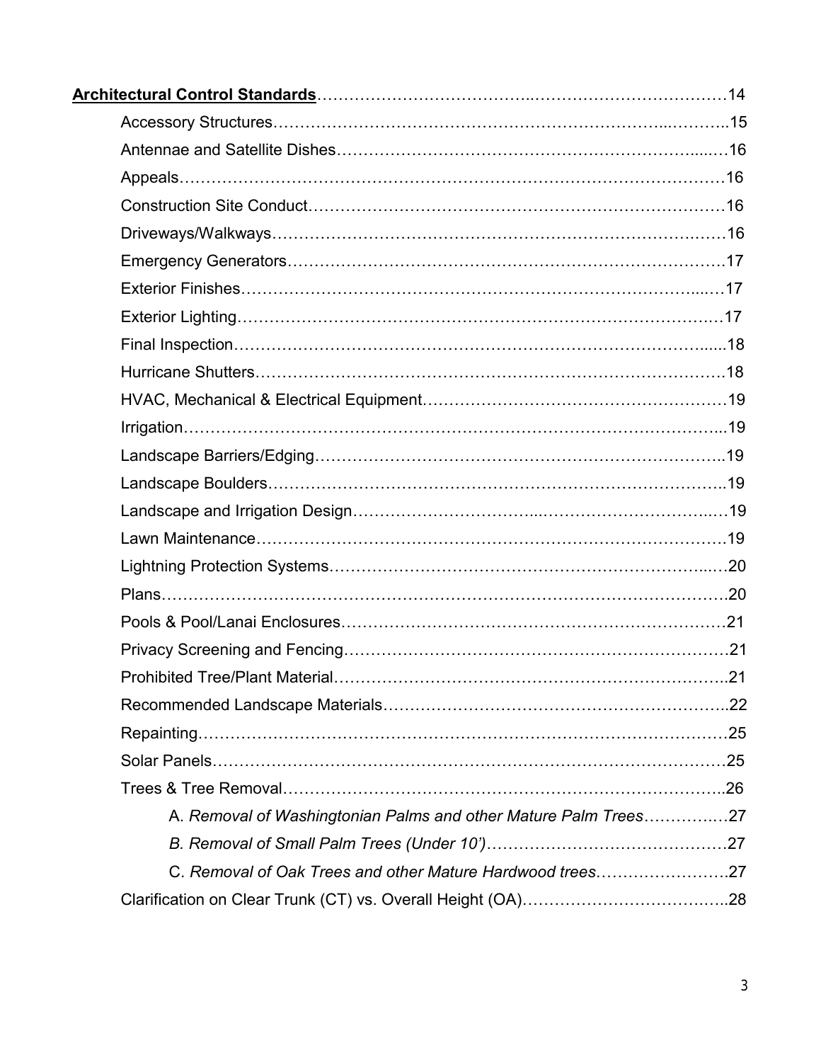**Architectural Control Standards**……………………………………………………………………14

- Accessory Structures……………………………………………………………………15
- Antennae and Satellite Dishes……………………………………………………………16
- Appeals……………………………………………………………………………………16
- Construction Site Conduct…………………………………………………………………16
- Driveways/Walkways………………………………………………………………………16
- Emergency Generators……………………………………………………………………17
- Exterior Finishes……………………………………………………………………………17
- Exterior Lighting……………………………………………………………………………17
- Final Inspection………………………………………………………………………………18
- Hurricane Shutters…………………………………………………………………………18
- HVAC, Mechanical & Electrical Equipment………………………………………………19
- Irrigation………………………………………………………………………………………19
- Landscape Barriers/Edging…………………………………………………………………19
- Landscape Boulders…………………………………………………………………………19
- Landscape and Irrigation Design……………………………………………………………19
- Lawn Maintenance……………………………………………………………………………19
- Lightning Protection Systems………………………………………………………………20
- Plans……………………………………………………………………………………………20
- Pools & Pool/Lanai Enclosures………………………………………………………………21
- Privacy Screening and Fencing………………………………………………………………21
- Prohibited Tree/Plant Material………………………………………………………………21
- Recommended Landscape Materials…………………………………………………………22
- Repainting………………………………………………………………………………………25
- Solar Panels……………………………………………………………………………………25
- Trees & Tree Removal…………………………………………………………………………26
  - A. *Removal of Washingtonian Palms and other Mature Palm Trees*……………27
  - *B. Removal of Small Palm Trees (Under 10')*…………………………………………27
  - C. *Removal of Oak Trees and other Mature Hardwood trees*…………………………27
- Clarification on Clear Trunk (CT) vs. Overall Height (OA)……………………………28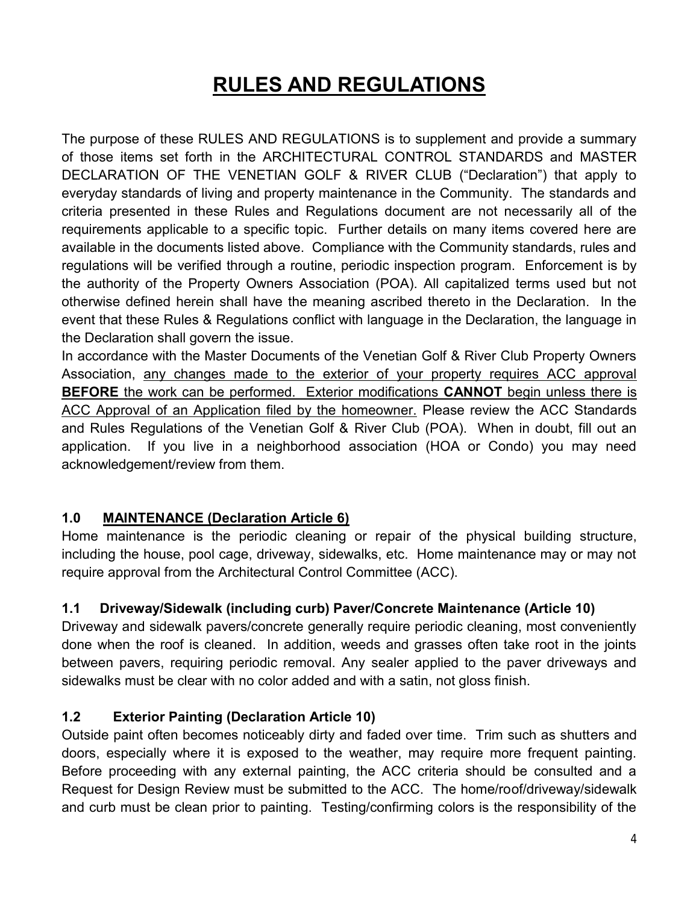# RULES AND REGULATIONS

The purpose of these RULES AND REGULATIONS is to supplement and provide a summary of those items set forth in the ARCHITECTURAL CONTROL STANDARDS and MASTER DECLARATION OF THE VENETIAN GOLF & RIVER CLUB ("Declaration") that apply to everyday standards of living and property maintenance in the Community. The standards and criteria presented in these Rules and Regulations document are not necessarily all of the requirements applicable to a specific topic. Further details on many items covered here are available in the documents listed above. Compliance with the Community standards, rules and regulations will be verified through a routine, periodic inspection program. Enforcement is by the authority of the Property Owners Association (POA). All capitalized terms used but not otherwise defined herein shall have the meaning ascribed thereto in the Declaration. In the event that these Rules & Regulations conflict with language in the Declaration, the language in the Declaration shall govern the issue.

In accordance with the Master Documents of the Venetian Golf & River Club Property Owners Association, <u>any changes made to the exterior of your property requires ACC approval **BEFORE** the work can be performed. Exterior modifications **CANNOT** begin unless there is ACC Approval of an Application filed by the homeowner.</u> Please review the ACC Standards and Rules Regulations of the Venetian Golf & River Club (POA). When in doubt, fill out an application. If you live in a neighborhood association (HOA or Condo) you may need acknowledgement/review from them.

### 1.0 <u>MAINTENANCE (Declaration Article 6)</u>

Home maintenance is the periodic cleaning or repair of the physical building structure, including the house, pool cage, driveway, sidewalks, etc. Home maintenance may or may not require approval from the Architectural Control Committee (ACC).

### 1.1 Driveway/Sidewalk (including curb) Paver/Concrete Maintenance (Article 10)

Driveway and sidewalk pavers/concrete generally require periodic cleaning, most conveniently done when the roof is cleaned. In addition, weeds and grasses often take root in the joints between pavers, requiring periodic removal. Any sealer applied to the paver driveways and sidewalks must be clear with no color added and with a satin, not gloss finish.

### 1.2 Exterior Painting (Declaration Article 10)

Outside paint often becomes noticeably dirty and faded over time. Trim such as shutters and doors, especially where it is exposed to the weather, may require more frequent painting. Before proceeding with any external painting, the ACC criteria should be consulted and a Request for Design Review must be submitted to the ACC. The home/roof/driveway/sidewalk and curb must be clean prior to painting. Testing/confirming colors is the responsibility of the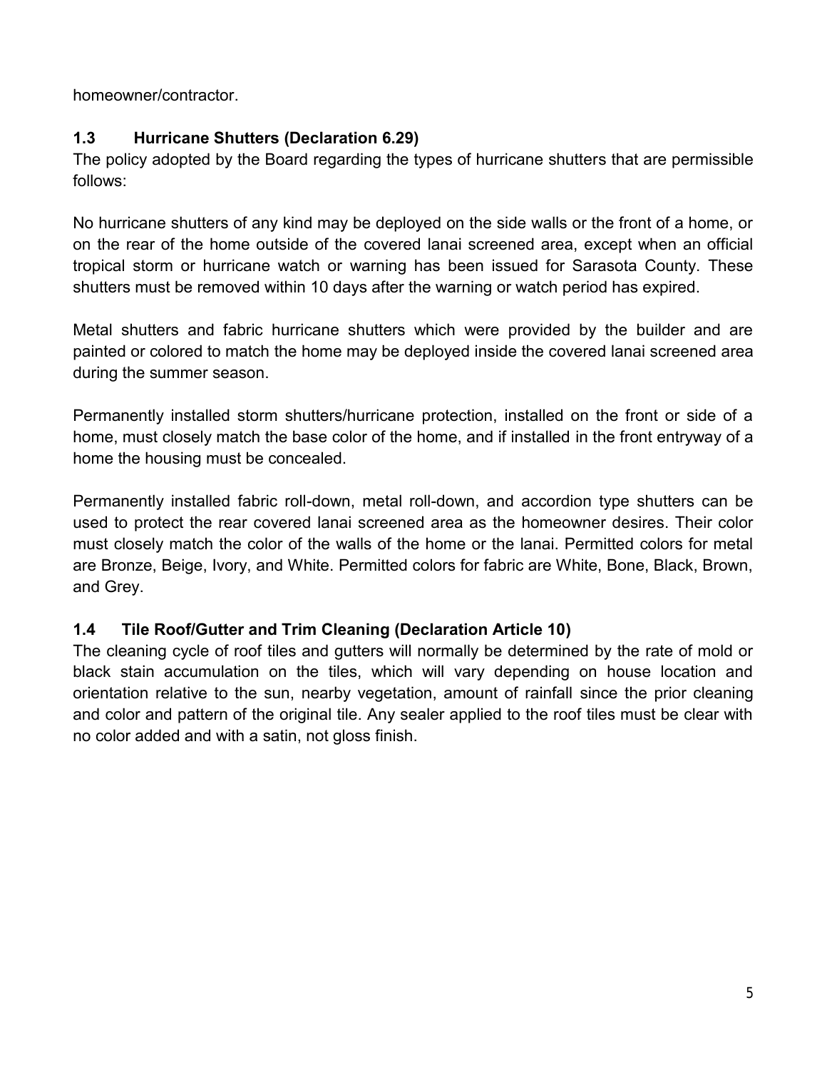homeowner/contractor.

### 1.3 Hurricane Shutters (Declaration 6.29)

The policy adopted by the Board regarding the types of hurricane shutters that are permissible follows:

No hurricane shutters of any kind may be deployed on the side walls or the front of a home, or on the rear of the home outside of the covered lanai screened area, except when an official tropical storm or hurricane watch or warning has been issued for Sarasota County. These shutters must be removed within 10 days after the warning or watch period has expired.

Metal shutters and fabric hurricane shutters which were provided by the builder and are painted or colored to match the home may be deployed inside the covered lanai screened area during the summer season.

Permanently installed storm shutters/hurricane protection, installed on the front or side of a home, must closely match the base color of the home, and if installed in the front entryway of a home the housing must be concealed.

Permanently installed fabric roll-down, metal roll-down, and accordion type shutters can be used to protect the rear covered lanai screened area as the homeowner desires. Their color must closely match the color of the walls of the home or the lanai. Permitted colors for metal are Bronze, Beige, Ivory, and White. Permitted colors for fabric are White, Bone, Black, Brown, and Grey.

### 1.4 Tile Roof/Gutter and Trim Cleaning (Declaration Article 10)

The cleaning cycle of roof tiles and gutters will normally be determined by the rate of mold or black stain accumulation on the tiles, which will vary depending on house location and orientation relative to the sun, nearby vegetation, amount of rainfall since the prior cleaning and color and pattern of the original tile. Any sealer applied to the roof tiles must be clear with no color added and with a satin, not gloss finish.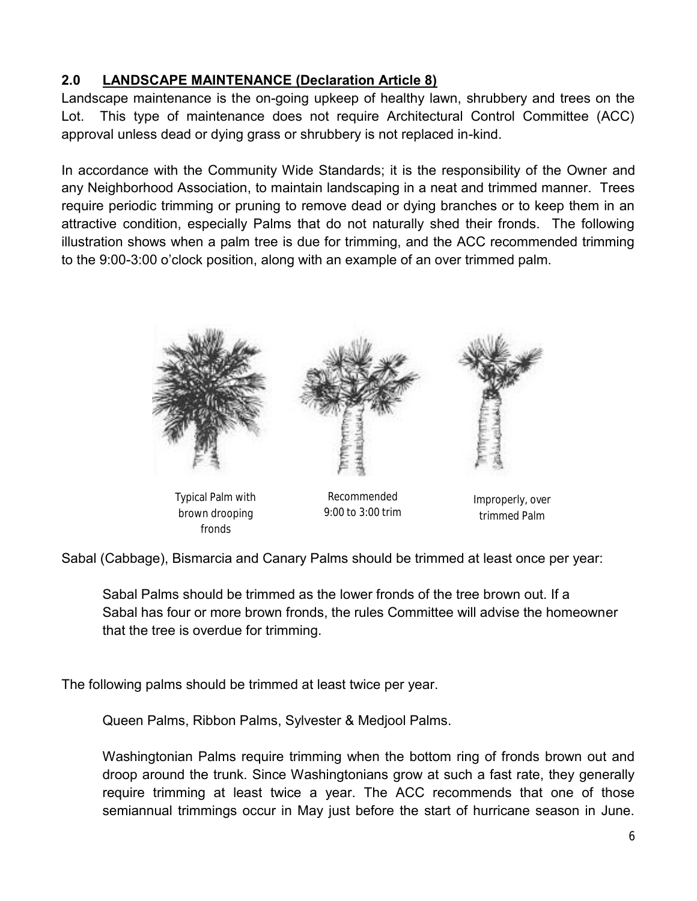## 2.0 LANDSCAPE MAINTENANCE (Declaration Article 8)

Landscape maintenance is the on-going upkeep of healthy lawn, shrubbery and trees on the Lot. This type of maintenance does not require Architectural Control Committee (ACC) approval unless dead or dying grass or shrubbery is not replaced in-kind.

In accordance with the Community Wide Standards; it is the responsibility of the Owner and any Neighborhood Association, to maintain landscaping in a neat and trimmed manner. Trees require periodic trimming or pruning to remove dead or dying branches or to keep them in an attractive condition, especially Palms that do not naturally shed their fronds. The following illustration shows when a palm tree is due for trimming, and the ACC recommended trimming to the 9:00-3:00 o'clock position, along with an example of an over trimmed palm.

Typical Palm with brown drooping fronds

Recommended 9:00 to 3:00 trim

Improperly, over trimmed Palm

Sabal (Cabbage), Bismarcia and Canary Palms should be trimmed at least once per year:

> Sabal Palms should be trimmed as the lower fronds of the tree brown out. If a Sabal has four or more brown fronds, the rules Committee will advise the homeowner that the tree is overdue for trimming.

The following palms should be trimmed at least twice per year.

> Queen Palms, Ribbon Palms, Sylvester & Medjool Palms.
>
> Washingtonian Palms require trimming when the bottom ring of fronds brown out and droop around the trunk. Since Washingtonians grow at such a fast rate, they generally require trimming at least twice a year. The ACC recommends that one of those semiannual trimmings occur in May just before the start of hurricane season in June.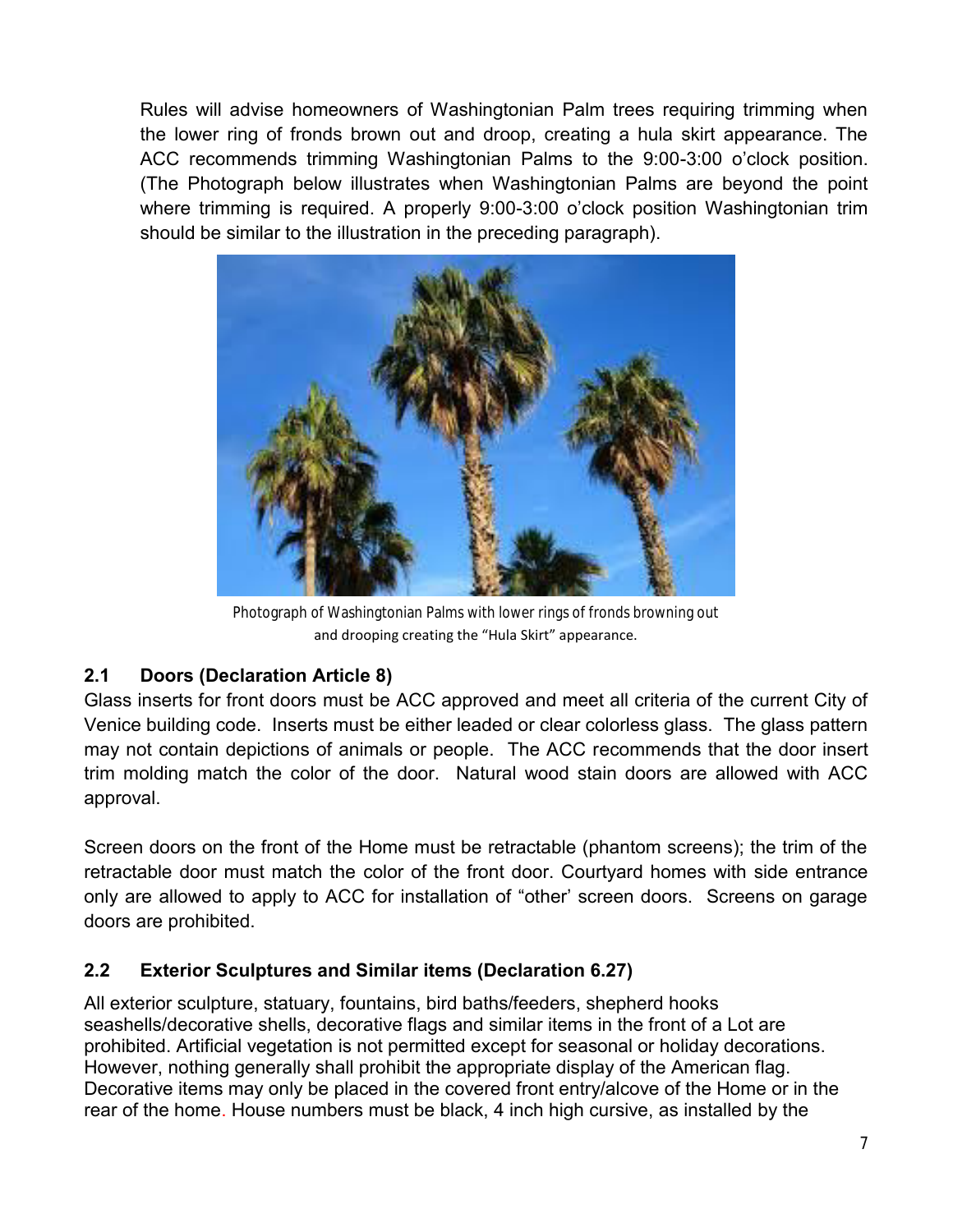Rules will advise homeowners of Washingtonian Palm trees requiring trimming when the lower ring of fronds brown out and droop, creating a hula skirt appearance. The ACC recommends trimming Washingtonian Palms to the 9:00-3:00 o'clock position. (The Photograph below illustrates when Washingtonian Palms are beyond the point where trimming is required. A properly 9:00-3:00 o'clock position Washingtonian trim should be similar to the illustration in the preceding paragraph).

Photograph of Washingtonian Palms with lower rings of fronds browning out and drooping creating the "Hula Skirt" appearance.

## 2.1 Doors (Declaration Article 8)

Glass inserts for front doors must be ACC approved and meet all criteria of the current City of Venice building code. Inserts must be either leaded or clear colorless glass. The glass pattern may not contain depictions of animals or people. The ACC recommends that the door insert trim molding match the color of the door. Natural wood stain doors are allowed with ACC approval.

Screen doors on the front of the Home must be retractable (phantom screens); the trim of the retractable door must match the color of the front door. Courtyard homes with side entrance only are allowed to apply to ACC for installation of "other' screen doors. Screens on garage doors are prohibited.

## 2.2 Exterior Sculptures and Similar items (Declaration 6.27)

All exterior sculpture, statuary, fountains, bird baths/feeders, shepherd hooks seashells/decorative shells, decorative flags and similar items in the front of a Lot are prohibited. Artificial vegetation is not permitted except for seasonal or holiday decorations. However, nothing generally shall prohibit the appropriate display of the American flag. Decorative items may only be placed in the covered front entry/alcove of the Home or in the rear of the home. House numbers must be black, 4 inch high cursive, as installed by the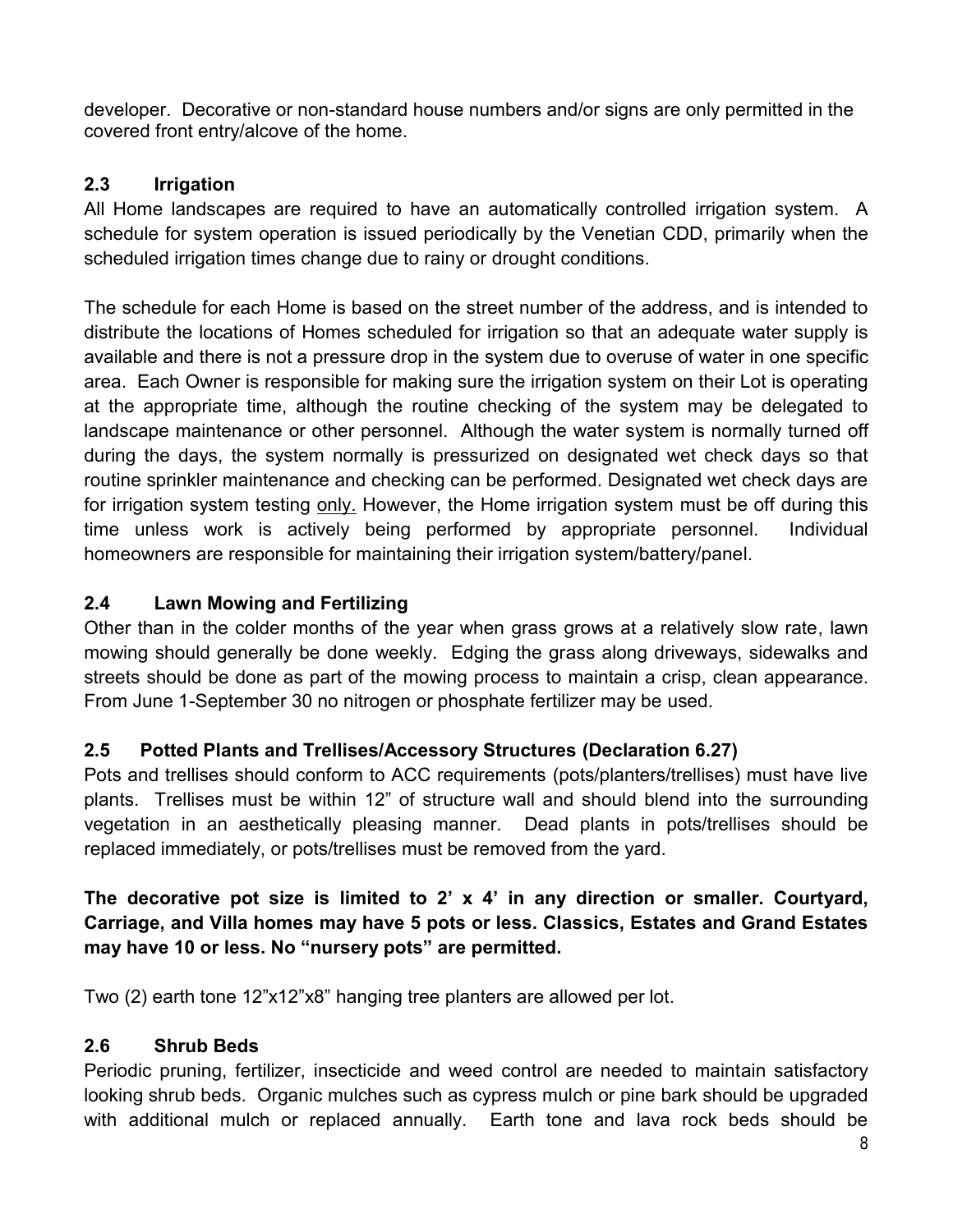developer. Decorative or non-standard house numbers and/or signs are only permitted in the covered front entry/alcove of the home.

### 2.3 Irrigation

All Home landscapes are required to have an automatically controlled irrigation system. A schedule for system operation is issued periodically by the Venetian CDD, primarily when the scheduled irrigation times change due to rainy or drought conditions.

The schedule for each Home is based on the street number of the address, and is intended to distribute the locations of Homes scheduled for irrigation so that an adequate water supply is available and there is not a pressure drop in the system due to overuse of water in one specific area. Each Owner is responsible for making sure the irrigation system on their Lot is operating at the appropriate time, although the routine checking of the system may be delegated to landscape maintenance or other personnel. Although the water system is normally turned off during the days, the system normally is pressurized on designated wet check days so that routine sprinkler maintenance and checking can be performed. Designated wet check days are for irrigation system testing <u>only.</u> However, the Home irrigation system must be off during this time unless work is actively being performed by appropriate personnel. Individual homeowners are responsible for maintaining their irrigation system/battery/panel.

### 2.4 Lawn Mowing and Fertilizing

Other than in the colder months of the year when grass grows at a relatively slow rate, lawn mowing should generally be done weekly. Edging the grass along driveways, sidewalks and streets should be done as part of the mowing process to maintain a crisp, clean appearance. From June 1-September 30 no nitrogen or phosphate fertilizer may be used.

### 2.5 Potted Plants and Trellises/Accessory Structures (Declaration 6.27)

Pots and trellises should conform to ACC requirements (pots/planters/trellises) must have live plants. Trellises must be within 12" of structure wall and should blend into the surrounding vegetation in an aesthetically pleasing manner. Dead plants in pots/trellises should be replaced immediately, or pots/trellises must be removed from the yard.

**The decorative pot size is limited to 2' x 4' in any direction or smaller. Courtyard, Carriage, and Villa homes may have 5 pots or less. Classics, Estates and Grand Estates may have 10 or less. No "nursery pots" are permitted.**

Two (2) earth tone 12"x12"x8" hanging tree planters are allowed per lot.

### 2.6 Shrub Beds

Periodic pruning, fertilizer, insecticide and weed control are needed to maintain satisfactory looking shrub beds. Organic mulches such as cypress mulch or pine bark should be upgraded with additional mulch or replaced annually. Earth tone and lava rock beds should be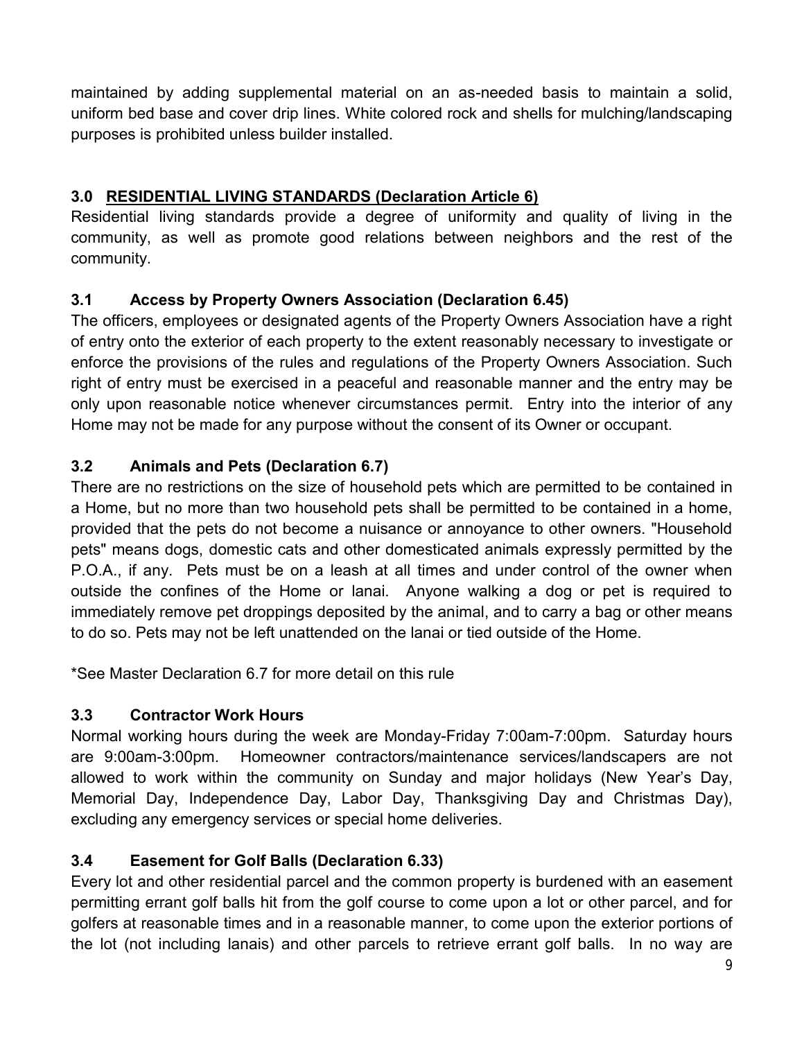maintained by adding supplemental material on an as-needed basis to maintain a solid, uniform bed base and cover drip lines. White colored rock and shells for mulching/landscaping purposes is prohibited unless builder installed.

## 3.0 RESIDENTIAL LIVING STANDARDS (Declaration Article 6)

Residential living standards provide a degree of uniformity and quality of living in the community, as well as promote good relations between neighbors and the rest of the community.

### 3.1 Access by Property Owners Association (Declaration 6.45)

The officers, employees or designated agents of the Property Owners Association have a right of entry onto the exterior of each property to the extent reasonably necessary to investigate or enforce the provisions of the rules and regulations of the Property Owners Association. Such right of entry must be exercised in a peaceful and reasonable manner and the entry may be only upon reasonable notice whenever circumstances permit. Entry into the interior of any Home may not be made for any purpose without the consent of its Owner or occupant.

### 3.2 Animals and Pets (Declaration 6.7)

There are no restrictions on the size of household pets which are permitted to be contained in a Home, but no more than two household pets shall be permitted to be contained in a home, provided that the pets do not become a nuisance or annoyance to other owners. "Household pets" means dogs, domestic cats and other domesticated animals expressly permitted by the P.O.A., if any. Pets must be on a leash at all times and under control of the owner when outside the confines of the Home or lanai. Anyone walking a dog or pet is required to immediately remove pet droppings deposited by the animal, and to carry a bag or other means to do so. Pets may not be left unattended on the lanai or tied outside of the Home.

*See Master Declaration 6.7 for more detail on this rule

### 3.3 Contractor Work Hours

Normal working hours during the week are Monday-Friday 7:00am-7:00pm. Saturday hours are 9:00am-3:00pm. Homeowner contractors/maintenance services/landscapers are not allowed to work within the community on Sunday and major holidays (New Year's Day, Memorial Day, Independence Day, Labor Day, Thanksgiving Day and Christmas Day), excluding any emergency services or special home deliveries.

### 3.4 Easement for Golf Balls (Declaration 6.33)

Every lot and other residential parcel and the common property is burdened with an easement permitting errant golf balls hit from the golf course to come upon a lot or other parcel, and for golfers at reasonable times and in a reasonable manner, to come upon the exterior portions of the lot (not including lanais) and other parcels to retrieve errant golf balls. In no way are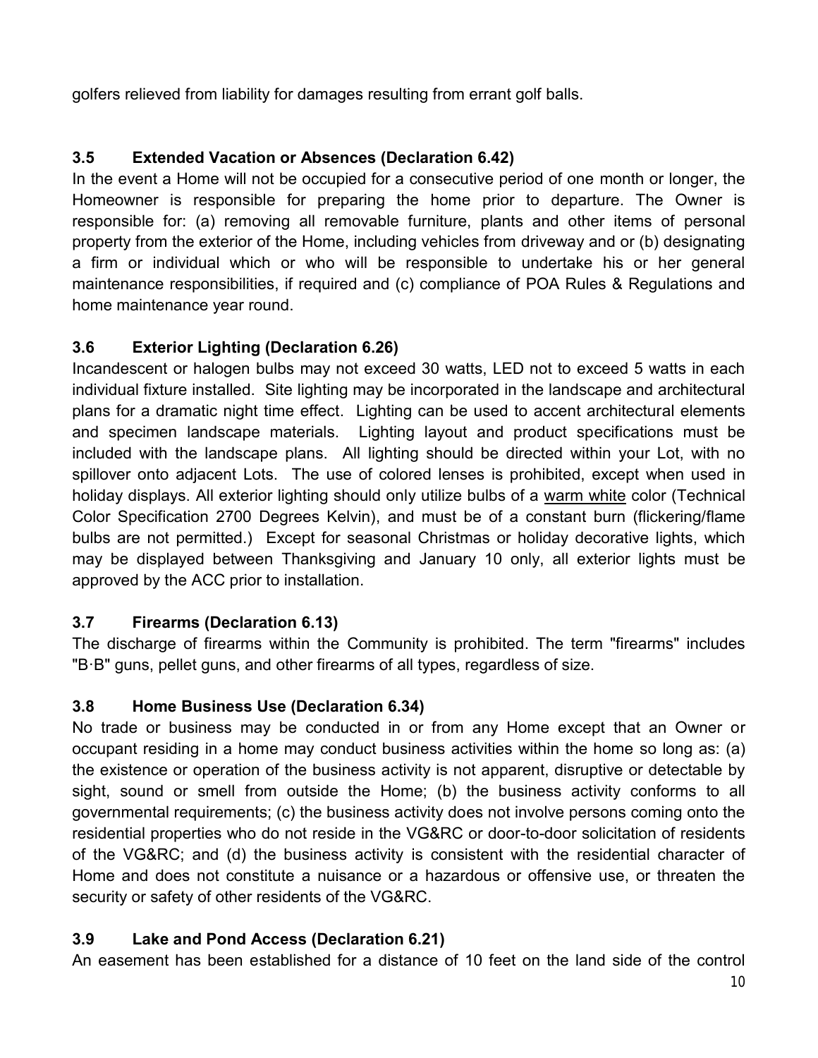golfers relieved from liability for damages resulting from errant golf balls.

### 3.5 Extended Vacation or Absences (Declaration 6.42)

In the event a Home will not be occupied for a consecutive period of one month or longer, the Homeowner is responsible for preparing the home prior to departure. The Owner is responsible for: (a) removing all removable furniture, plants and other items of personal property from the exterior of the Home, including vehicles from driveway and or (b) designating a firm or individual which or who will be responsible to undertake his or her general maintenance responsibilities, if required and (c) compliance of POA Rules & Regulations and home maintenance year round.

### 3.6 Exterior Lighting (Declaration 6.26)

Incandescent or halogen bulbs may not exceed 30 watts, LED not to exceed 5 watts in each individual fixture installed. Site lighting may be incorporated in the landscape and architectural plans for a dramatic night time effect. Lighting can be used to accent architectural elements and specimen landscape materials. Lighting layout and product specifications must be included with the landscape plans. All lighting should be directed within your Lot, with no spillover onto adjacent Lots. The use of colored lenses is prohibited, except when used in holiday displays. All exterior lighting should only utilize bulbs of a warm white color (Technical Color Specification 2700 Degrees Kelvin), and must be of a constant burn (flickering/flame bulbs are not permitted.) Except for seasonal Christmas or holiday decorative lights, which may be displayed between Thanksgiving and January 10 only, all exterior lights must be approved by the ACC prior to installation.

### 3.7 Firearms (Declaration 6.13)

The discharge of firearms within the Community is prohibited. The term "firearms" includes "B·B" guns, pellet guns, and other firearms of all types, regardless of size.

### 3.8 Home Business Use (Declaration 6.34)

No trade or business may be conducted in or from any Home except that an Owner or occupant residing in a home may conduct business activities within the home so long as: (a) the existence or operation of the business activity is not apparent, disruptive or detectable by sight, sound or smell from outside the Home; (b) the business activity conforms to all governmental requirements; (c) the business activity does not involve persons coming onto the residential properties who do not reside in the VG&RC or door-to-door solicitation of residents of the VG&RC; and (d) the business activity is consistent with the residential character of Home and does not constitute a nuisance or a hazardous or offensive use, or threaten the security or safety of other residents of the VG&RC.

### 3.9 Lake and Pond Access (Declaration 6.21)

An easement has been established for a distance of 10 feet on the land side of the control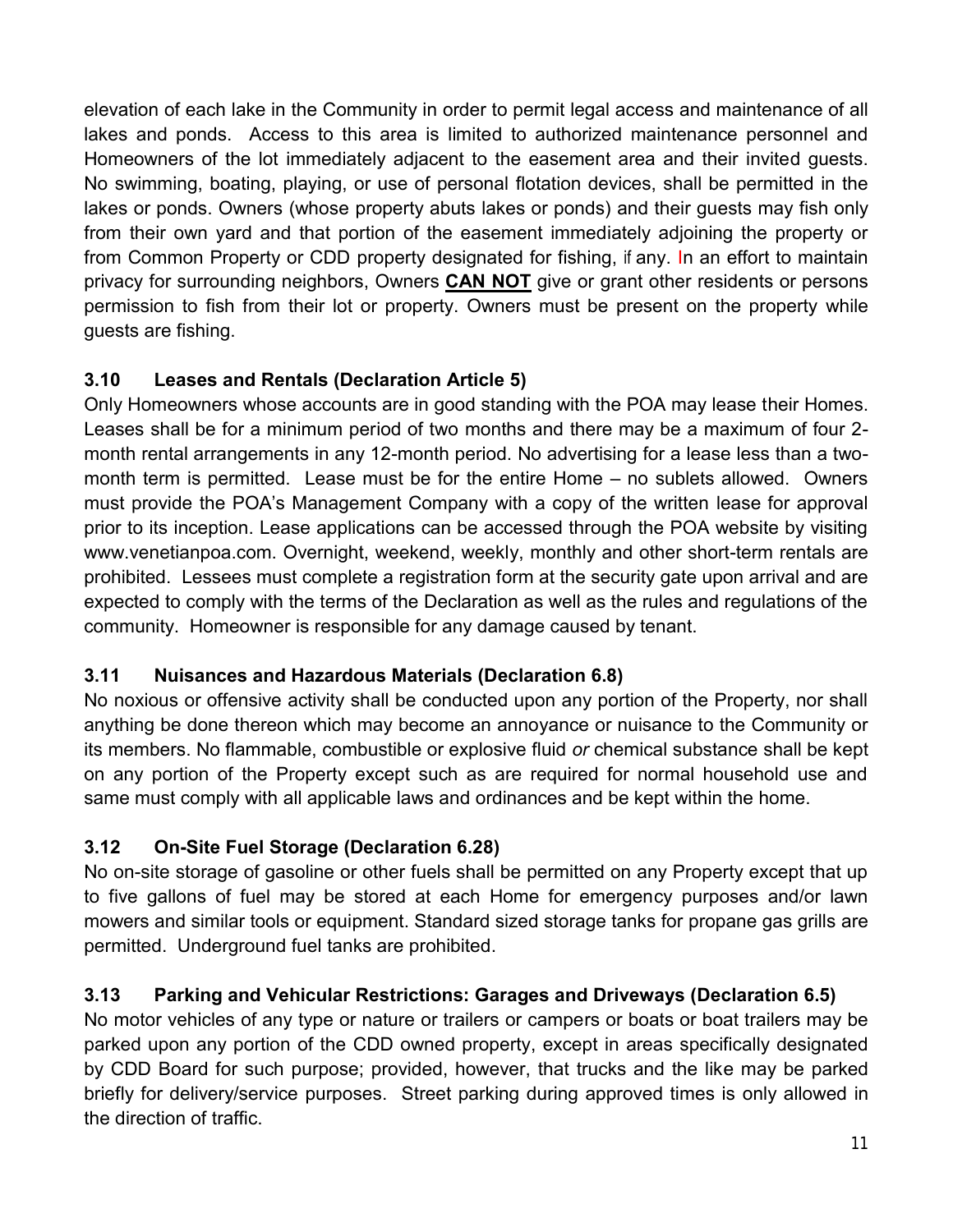elevation of each lake in the Community in order to permit legal access and maintenance of all lakes and ponds. Access to this area is limited to authorized maintenance personnel and Homeowners of the lot immediately adjacent to the easement area and their invited guests. No swimming, boating, playing, or use of personal flotation devices, shall be permitted in the lakes or ponds. Owners (whose property abuts lakes or ponds) and their guests may fish only from their own yard and that portion of the easement immediately adjoining the property or from Common Property or CDD property designated for fishing, if any. In an effort to maintain privacy for surrounding neighbors, Owners **CAN NOT** give or grant other residents or persons permission to fish from their lot or property. Owners must be present on the property while guests are fishing.

### 3.10 Leases and Rentals (Declaration Article 5)

Only Homeowners whose accounts are in good standing with the POA may lease their Homes. Leases shall be for a minimum period of two months and there may be a maximum of four 2-month rental arrangements in any 12-month period. No advertising for a lease less than a two-month term is permitted. Lease must be for the entire Home – no sublets allowed. Owners must provide the POA's Management Company with a copy of the written lease for approval prior to its inception. Lease applications can be accessed through the POA website by visiting www.venetianpoa.com. Overnight, weekend, weekly, monthly and other short-term rentals are prohibited. Lessees must complete a registration form at the security gate upon arrival and are expected to comply with the terms of the Declaration as well as the rules and regulations of the community. Homeowner is responsible for any damage caused by tenant.

### 3.11 Nuisances and Hazardous Materials (Declaration 6.8)

No noxious or offensive activity shall be conducted upon any portion of the Property, nor shall anything be done thereon which may become an annoyance or nuisance to the Community or its members. No flammable, combustible or explosive fluid *or* chemical substance shall be kept on any portion of the Property except such as are required for normal household use and same must comply with all applicable laws and ordinances and be kept within the home.

### 3.12 On-Site Fuel Storage (Declaration 6.28)

No on-site storage of gasoline or other fuels shall be permitted on any Property except that up to five gallons of fuel may be stored at each Home for emergency purposes and/or lawn mowers and similar tools or equipment. Standard sized storage tanks for propane gas grills are permitted. Underground fuel tanks are prohibited.

### 3.13 Parking and Vehicular Restrictions: Garages and Driveways (Declaration 6.5)

No motor vehicles of any type or nature or trailers or campers or boats or boat trailers may be parked upon any portion of the CDD owned property, except in areas specifically designated by CDD Board for such purpose; provided, however, that trucks and the like may be parked briefly for delivery/service purposes. Street parking during approved times is only allowed in the direction of traffic.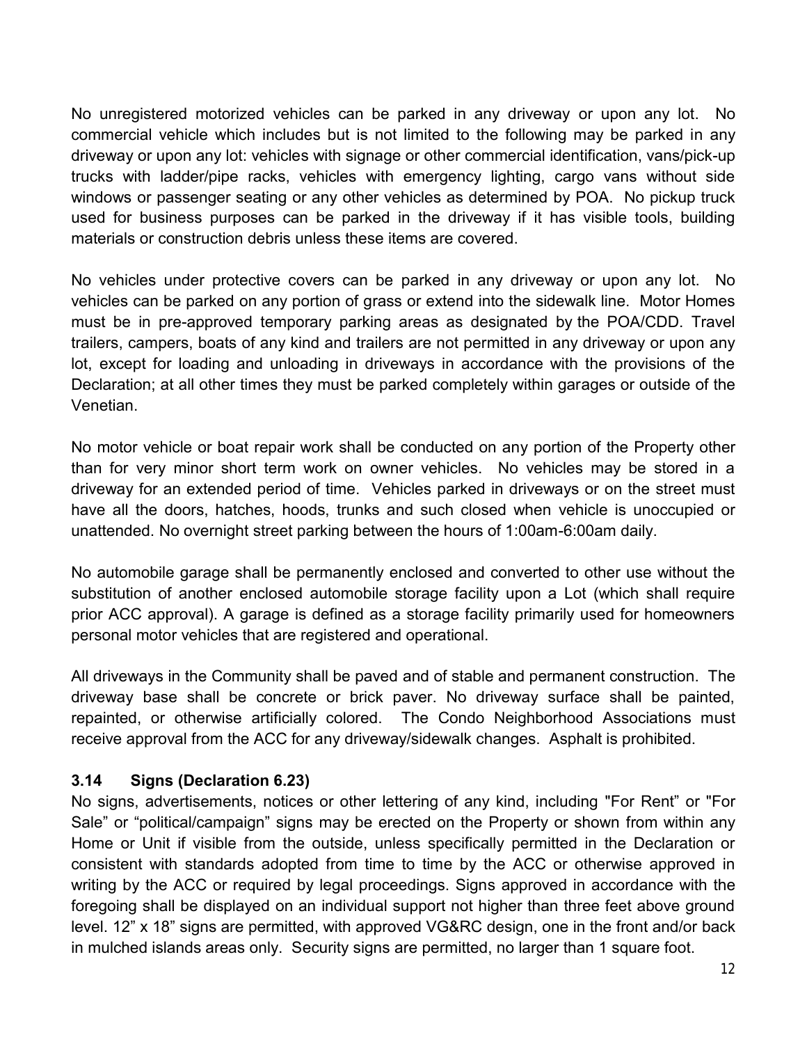No unregistered motorized vehicles can be parked in any driveway or upon any lot. No commercial vehicle which includes but is not limited to the following may be parked in any driveway or upon any lot: vehicles with signage or other commercial identification, vans/pick-up trucks with ladder/pipe racks, vehicles with emergency lighting, cargo vans without side windows or passenger seating or any other vehicles as determined by POA. No pickup truck used for business purposes can be parked in the driveway if it has visible tools, building materials or construction debris unless these items are covered.

No vehicles under protective covers can be parked in any driveway or upon any lot. No vehicles can be parked on any portion of grass or extend into the sidewalk line. Motor Homes must be in pre-approved temporary parking areas as designated by the POA/CDD. Travel trailers, campers, boats of any kind and trailers are not permitted in any driveway or upon any lot, except for loading and unloading in driveways in accordance with the provisions of the Declaration; at all other times they must be parked completely within garages or outside of the Venetian.

No motor vehicle or boat repair work shall be conducted on any portion of the Property other than for very minor short term work on owner vehicles. No vehicles may be stored in a driveway for an extended period of time. Vehicles parked in driveways or on the street must have all the doors, hatches, hoods, trunks and such closed when vehicle is unoccupied or unattended. No overnight street parking between the hours of 1:00am-6:00am daily.

No automobile garage shall be permanently enclosed and converted to other use without the substitution of another enclosed automobile storage facility upon a Lot (which shall require prior ACC approval). A garage is defined as a storage facility primarily used for homeowners personal motor vehicles that are registered and operational.

All driveways in the Community shall be paved and of stable and permanent construction. The driveway base shall be concrete or brick paver. No driveway surface shall be painted, repainted, or otherwise artificially colored. The Condo Neighborhood Associations must receive approval from the ACC for any driveway/sidewalk changes. Asphalt is prohibited.

### 3.14 Signs (Declaration 6.23)

No signs, advertisements, notices or other lettering of any kind, including "For Rent" or "For Sale" or "political/campaign" signs may be erected on the Property or shown from within any Home or Unit if visible from the outside, unless specifically permitted in the Declaration or consistent with standards adopted from time to time by the ACC or otherwise approved in writing by the ACC or required by legal proceedings. Signs approved in accordance with the foregoing shall be displayed on an individual support not higher than three feet above ground level. 12" x 18" signs are permitted, with approved VG&RC design, one in the front and/or back in mulched islands areas only. Security signs are permitted, no larger than 1 square foot.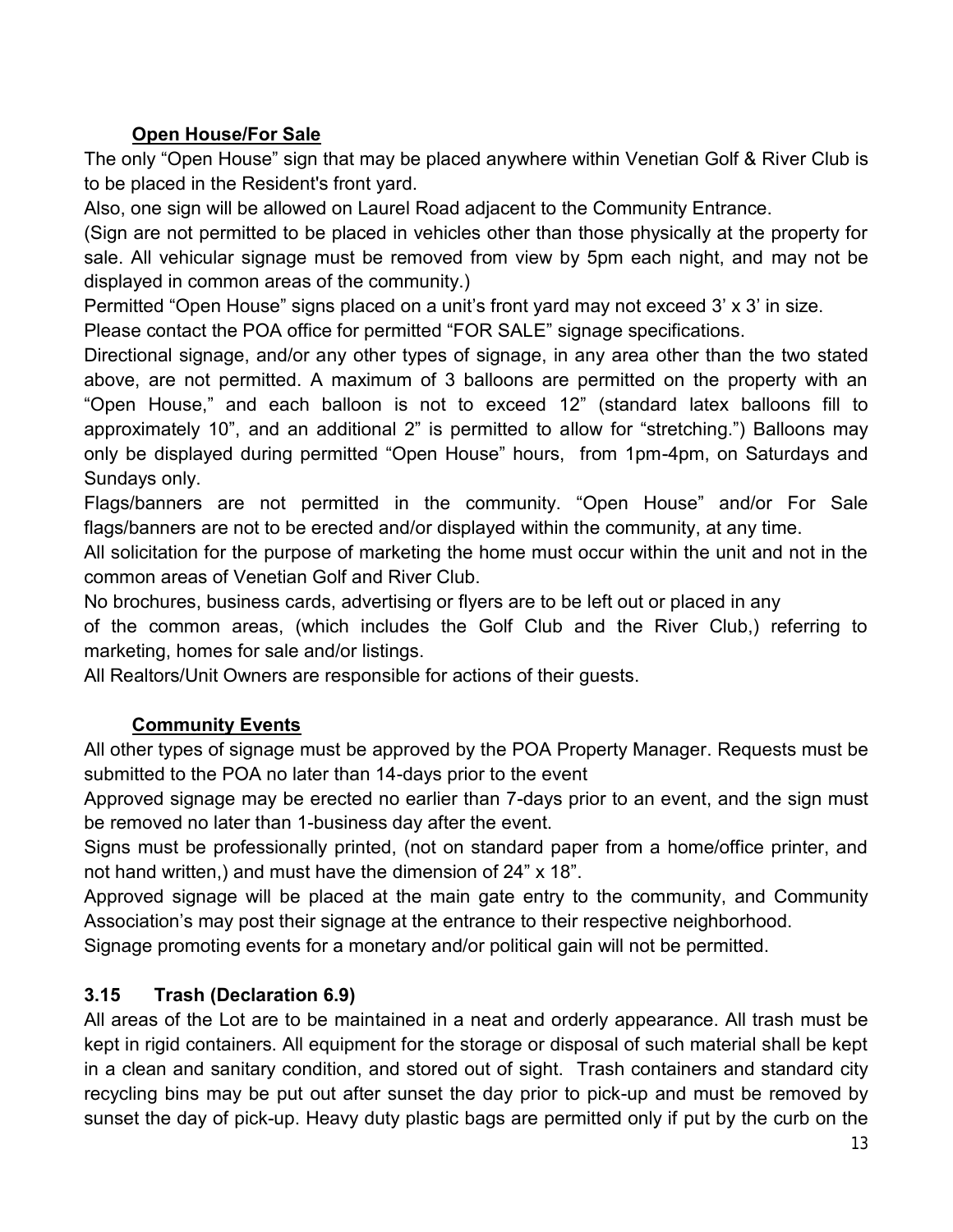**Open House/For Sale**

The only "Open House" sign that may be placed anywhere within Venetian Golf & River Club is to be placed in the Resident's front yard.

Also, one sign will be allowed on Laurel Road adjacent to the Community Entrance.

(Sign are not permitted to be placed in vehicles other than those physically at the property for sale. All vehicular signage must be removed from view by 5pm each night, and may not be displayed in common areas of the community.)

Permitted "Open House" signs placed on a unit's front yard may not exceed 3' x 3' in size.

Please contact the POA office for permitted "FOR SALE" signage specifications.

Directional signage, and/or any other types of signage, in any area other than the two stated above, are not permitted. A maximum of 3 balloons are permitted on the property with an "Open House," and each balloon is not to exceed 12" (standard latex balloons fill to approximately 10", and an additional 2" is permitted to allow for "stretching.") Balloons may only be displayed during permitted "Open House" hours, from 1pm-4pm, on Saturdays and Sundays only.

Flags/banners are not permitted in the community. "Open House" and/or For Sale flags/banners are not to be erected and/or displayed within the community, at any time.

All solicitation for the purpose of marketing the home must occur within the unit and not in the common areas of Venetian Golf and River Club.

No brochures, business cards, advertising or flyers are to be left out or placed in any of the common areas, (which includes the Golf Club and the River Club,) referring to marketing, homes for sale and/or listings.

All Realtors/Unit Owners are responsible for actions of their guests.

**Community Events**

All other types of signage must be approved by the POA Property Manager. Requests must be submitted to the POA no later than 14-days prior to the event

Approved signage may be erected no earlier than 7-days prior to an event, and the sign must be removed no later than 1-business day after the event.

Signs must be professionally printed, (not on standard paper from a home/office printer, and not hand written,) and must have the dimension of 24" x 18".

Approved signage will be placed at the main gate entry to the community, and Community Association's may post their signage at the entrance to their respective neighborhood.

Signage promoting events for a monetary and/or political gain will not be permitted.

### 3.15 Trash (Declaration 6.9)

All areas of the Lot are to be maintained in a neat and orderly appearance. All trash must be kept in rigid containers. All equipment for the storage or disposal of such material shall be kept in a clean and sanitary condition, and stored out of sight. Trash containers and standard city recycling bins may be put out after sunset the day prior to pick-up and must be removed by sunset the day of pick-up. Heavy duty plastic bags are permitted only if put by the curb on the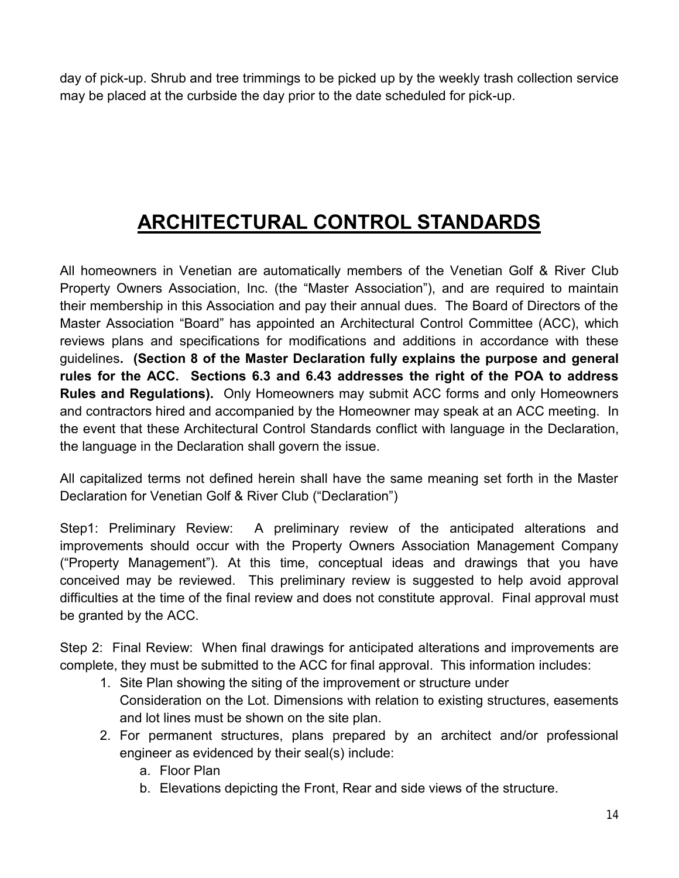day of pick-up. Shrub and tree trimmings to be picked up by the weekly trash collection service may be placed at the curbside the day prior to the date scheduled for pick-up.

# ARCHITECTURAL CONTROL STANDARDS

All homeowners in Venetian are automatically members of the Venetian Golf & River Club Property Owners Association, Inc. (the "Master Association"), and are required to maintain their membership in this Association and pay their annual dues. The Board of Directors of the Master Association "Board" has appointed an Architectural Control Committee (ACC), which reviews plans and specifications for modifications and additions in accordance with these guidelines**. (Section 8 of the Master Declaration fully explains the purpose and general rules for the ACC. Sections 6.3 and 6.43 addresses the right of the POA to address Rules and Regulations).** Only Homeowners may submit ACC forms and only Homeowners and contractors hired and accompanied by the Homeowner may speak at an ACC meeting. In the event that these Architectural Control Standards conflict with language in the Declaration, the language in the Declaration shall govern the issue.

All capitalized terms not defined herein shall have the same meaning set forth in the Master Declaration for Venetian Golf & River Club ("Declaration")

Step1: Preliminary Review: A preliminary review of the anticipated alterations and improvements should occur with the Property Owners Association Management Company ("Property Management"). At this time, conceptual ideas and drawings that you have conceived may be reviewed. This preliminary review is suggested to help avoid approval difficulties at the time of the final review and does not constitute approval. Final approval must be granted by the ACC.

Step 2: Final Review: When final drawings for anticipated alterations and improvements are complete, they must be submitted to the ACC for final approval. This information includes:

1. Site Plan showing the siting of the improvement or structure under Consideration on the Lot. Dimensions with relation to existing structures, easements and lot lines must be shown on the site plan.
2. For permanent structures, plans prepared by an architect and/or professional engineer as evidenced by their seal(s) include:
   a. Floor Plan
   b. Elevations depicting the Front, Rear and side views of the structure.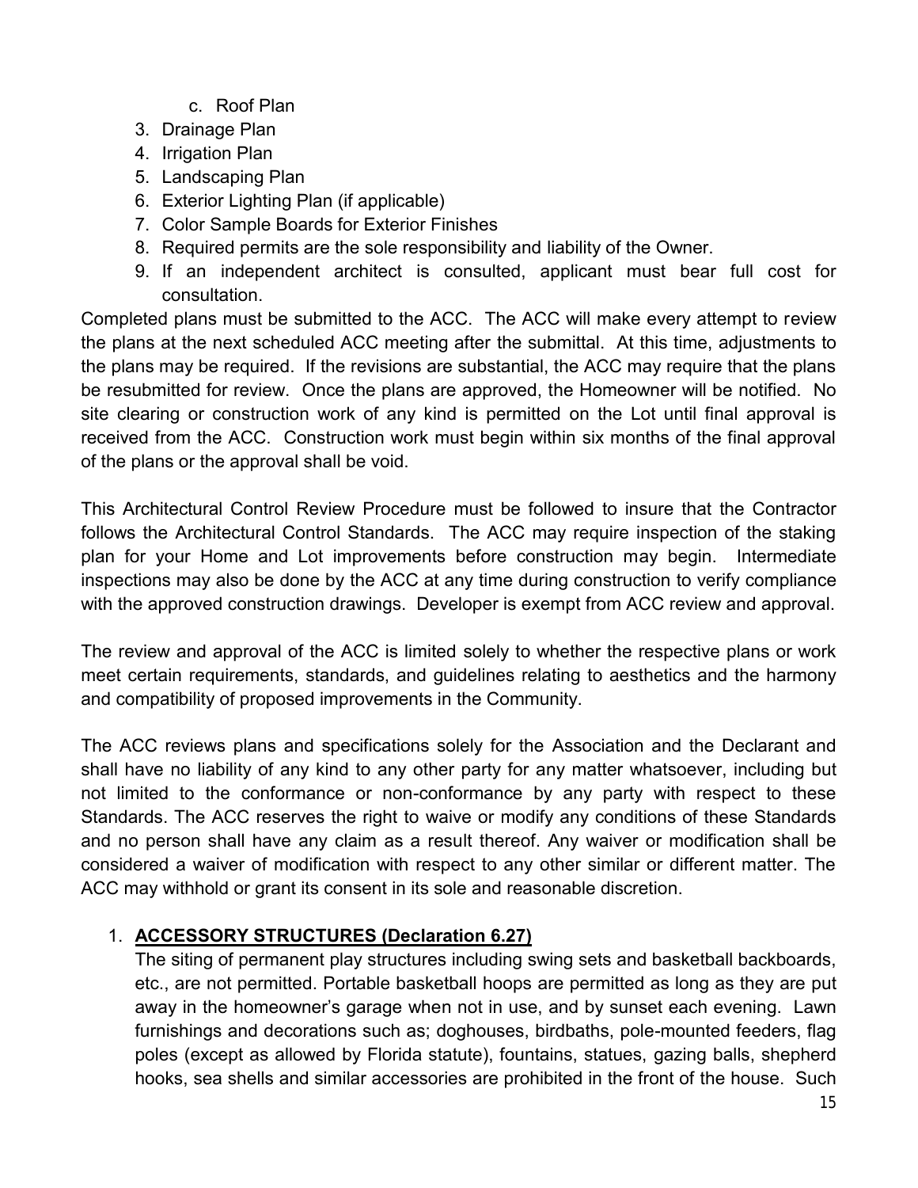c. Roof Plan
3. Drainage Plan
4. Irrigation Plan
5. Landscaping Plan
6. Exterior Lighting Plan (if applicable)
7. Color Sample Boards for Exterior Finishes
8. Required permits are the sole responsibility and liability of the Owner.
9. If an independent architect is consulted, applicant must bear full cost for consultation.

Completed plans must be submitted to the ACC. The ACC will make every attempt to review the plans at the next scheduled ACC meeting after the submittal. At this time, adjustments to the plans may be required. If the revisions are substantial, the ACC may require that the plans be resubmitted for review. Once the plans are approved, the Homeowner will be notified. No site clearing or construction work of any kind is permitted on the Lot until final approval is received from the ACC. Construction work must begin within six months of the final approval of the plans or the approval shall be void.

This Architectural Control Review Procedure must be followed to insure that the Contractor follows the Architectural Control Standards. The ACC may require inspection of the staking plan for your Home and Lot improvements before construction may begin. Intermediate inspections may also be done by the ACC at any time during construction to verify compliance with the approved construction drawings. Developer is exempt from ACC review and approval.

The review and approval of the ACC is limited solely to whether the respective plans or work meet certain requirements, standards, and guidelines relating to aesthetics and the harmony and compatibility of proposed improvements in the Community.

The ACC reviews plans and specifications solely for the Association and the Declarant and shall have no liability of any kind to any other party for any matter whatsoever, including but not limited to the conformance or non-conformance by any party with respect to these Standards. The ACC reserves the right to waive or modify any conditions of these Standards and no person shall have any claim as a result thereof. Any waiver or modification shall be considered a waiver of modification with respect to any other similar or different matter. The ACC may withhold or grant its consent in its sole and reasonable discretion.

1. **ACCESSORY STRUCTURES (Declaration 6.27)**

   The siting of permanent play structures including swing sets and basketball backboards, etc., are not permitted. Portable basketball hoops are permitted as long as they are put away in the homeowner's garage when not in use, and by sunset each evening. Lawn furnishings and decorations such as; doghouses, birdbaths, pole-mounted feeders, flag poles (except as allowed by Florida statute), fountains, statues, gazing balls, shepherd hooks, sea shells and similar accessories are prohibited in the front of the house. Such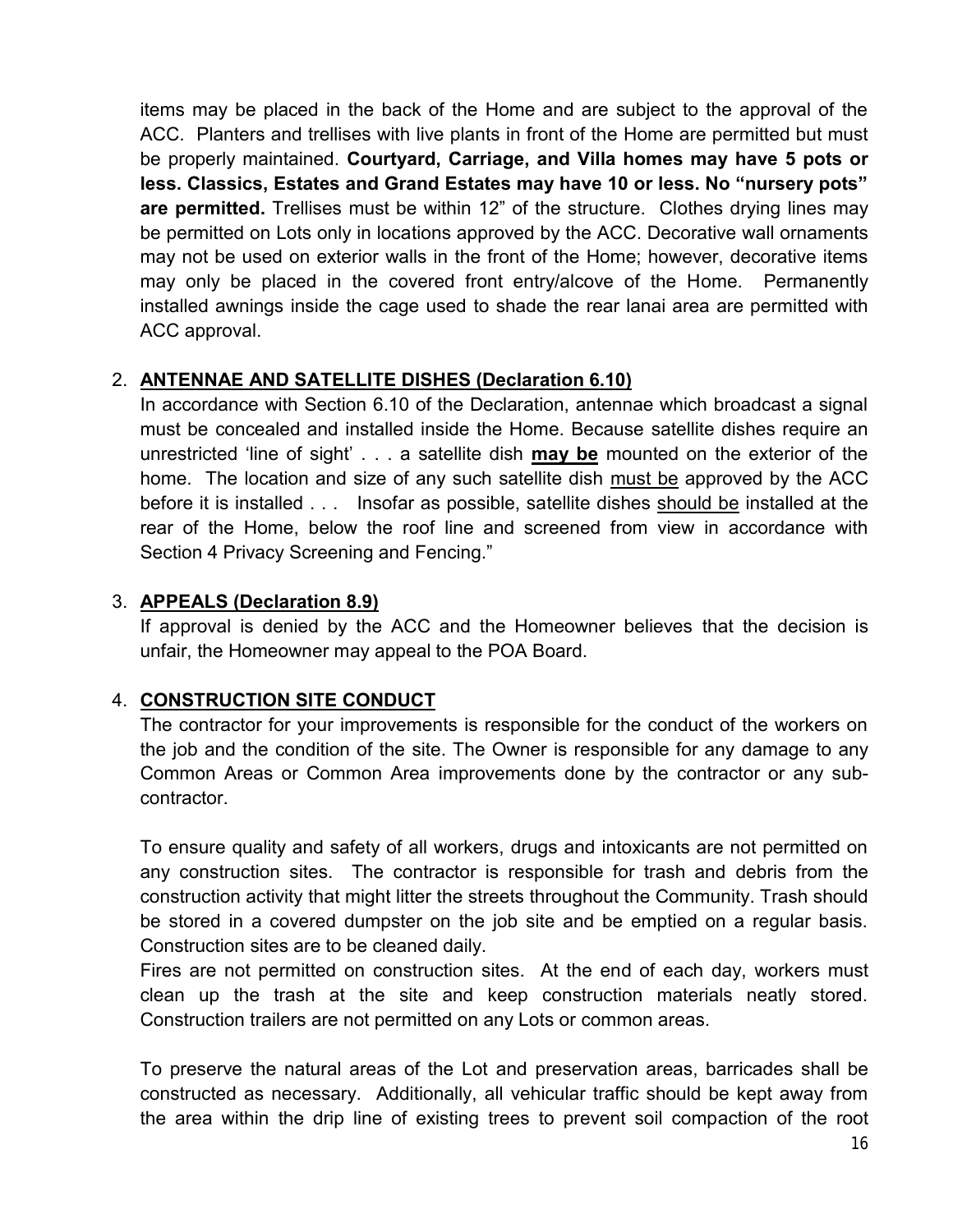items may be placed in the back of the Home and are subject to the approval of the ACC. Planters and trellises with live plants in front of the Home are permitted but must be properly maintained. **Courtyard, Carriage, and Villa homes may have 5 pots or less. Classics, Estates and Grand Estates may have 10 or less. No "nursery pots" are permitted.** Trellises must be within 12" of the structure. Clothes drying lines may be permitted on Lots only in locations approved by the ACC. Decorative wall ornaments may not be used on exterior walls in the front of the Home; however, decorative items may only be placed in the covered front entry/alcove of the Home. Permanently installed awnings inside the cage used to shade the rear lanai area are permitted with ACC approval.

2. **ANTENNAE AND SATELLITE DISHES (Declaration 6.10)**

   In accordance with Section 6.10 of the Declaration, antennae which broadcast a signal must be concealed and installed inside the Home. Because satellite dishes require an unrestricted 'line of sight' . . . a satellite dish **may be** mounted on the exterior of the home. The location and size of any such satellite dish must be approved by the ACC before it is installed . . . Insofar as possible, satellite dishes should be installed at the rear of the Home, below the roof line and screened from view in accordance with Section 4 Privacy Screening and Fencing."

3. **APPEALS (Declaration 8.9)**

   If approval is denied by the ACC and the Homeowner believes that the decision is unfair, the Homeowner may appeal to the POA Board.

4. **CONSTRUCTION SITE CONDUCT**

   The contractor for your improvements is responsible for the conduct of the workers on the job and the condition of the site. The Owner is responsible for any damage to any Common Areas or Common Area improvements done by the contractor or any sub-contractor.

   To ensure quality and safety of all workers, drugs and intoxicants are not permitted on any construction sites. The contractor is responsible for trash and debris from the construction activity that might litter the streets throughout the Community. Trash should be stored in a covered dumpster on the job site and be emptied on a regular basis. Construction sites are to be cleaned daily.

   Fires are not permitted on construction sites. At the end of each day, workers must clean up the trash at the site and keep construction materials neatly stored. Construction trailers are not permitted on any Lots or common areas.

   To preserve the natural areas of the Lot and preservation areas, barricades shall be constructed as necessary. Additionally, all vehicular traffic should be kept away from the area within the drip line of existing trees to prevent soil compaction of the root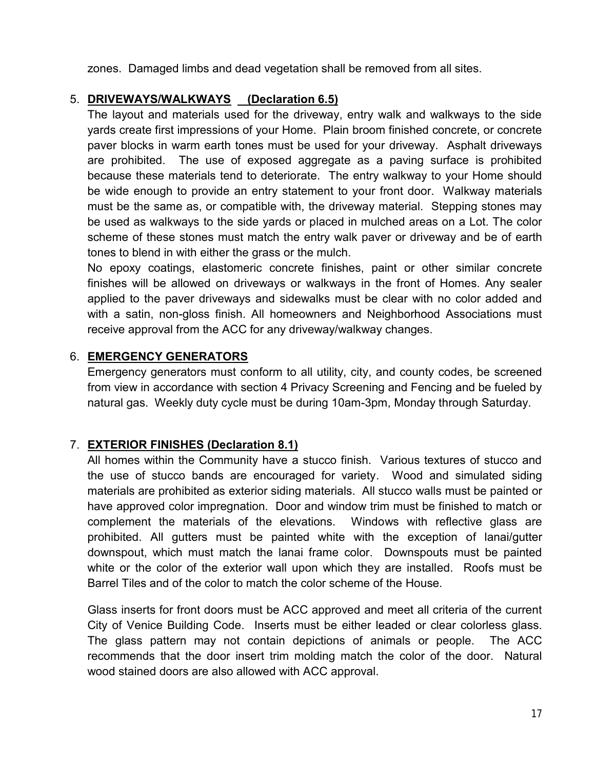zones. Damaged limbs and dead vegetation shall be removed from all sites.

5. **DRIVEWAYS/WALKWAYS (Declaration 6.5)**

   The layout and materials used for the driveway, entry walk and walkways to the side yards create first impressions of your Home. Plain broom finished concrete, or concrete paver blocks in warm earth tones must be used for your driveway. Asphalt driveways are prohibited. The use of exposed aggregate as a paving surface is prohibited because these materials tend to deteriorate. The entry walkway to your Home should be wide enough to provide an entry statement to your front door. Walkway materials must be the same as, or compatible with, the driveway material. Stepping stones may be used as walkways to the side yards or placed in mulched areas on a Lot. The color scheme of these stones must match the entry walk paver or driveway and be of earth tones to blend in with either the grass or the mulch.

   No epoxy coatings, elastomeric concrete finishes, paint or other similar concrete finishes will be allowed on driveways or walkways in the front of Homes. Any sealer applied to the paver driveways and sidewalks must be clear with no color added and with a satin, non-gloss finish. All homeowners and Neighborhood Associations must receive approval from the ACC for any driveway/walkway changes.

6. **EMERGENCY GENERATORS**

   Emergency generators must conform to all utility, city, and county codes, be screened from view in accordance with section 4 Privacy Screening and Fencing and be fueled by natural gas. Weekly duty cycle must be during 10am-3pm, Monday through Saturday.

7. **EXTERIOR FINISHES (Declaration 8.1)**

   All homes within the Community have a stucco finish. Various textures of stucco and the use of stucco bands are encouraged for variety. Wood and simulated siding materials are prohibited as exterior siding materials. All stucco walls must be painted or have approved color impregnation. Door and window trim must be finished to match or complement the materials of the elevations. Windows with reflective glass are prohibited. All gutters must be painted white with the exception of lanai/gutter downspout, which must match the lanai frame color. Downspouts must be painted white or the color of the exterior wall upon which they are installed. Roofs must be Barrel Tiles and of the color to match the color scheme of the House.

   Glass inserts for front doors must be ACC approved and meet all criteria of the current City of Venice Building Code. Inserts must be either leaded or clear colorless glass. The glass pattern may not contain depictions of animals or people. The ACC recommends that the door insert trim molding match the color of the door. Natural wood stained doors are also allowed with ACC approval.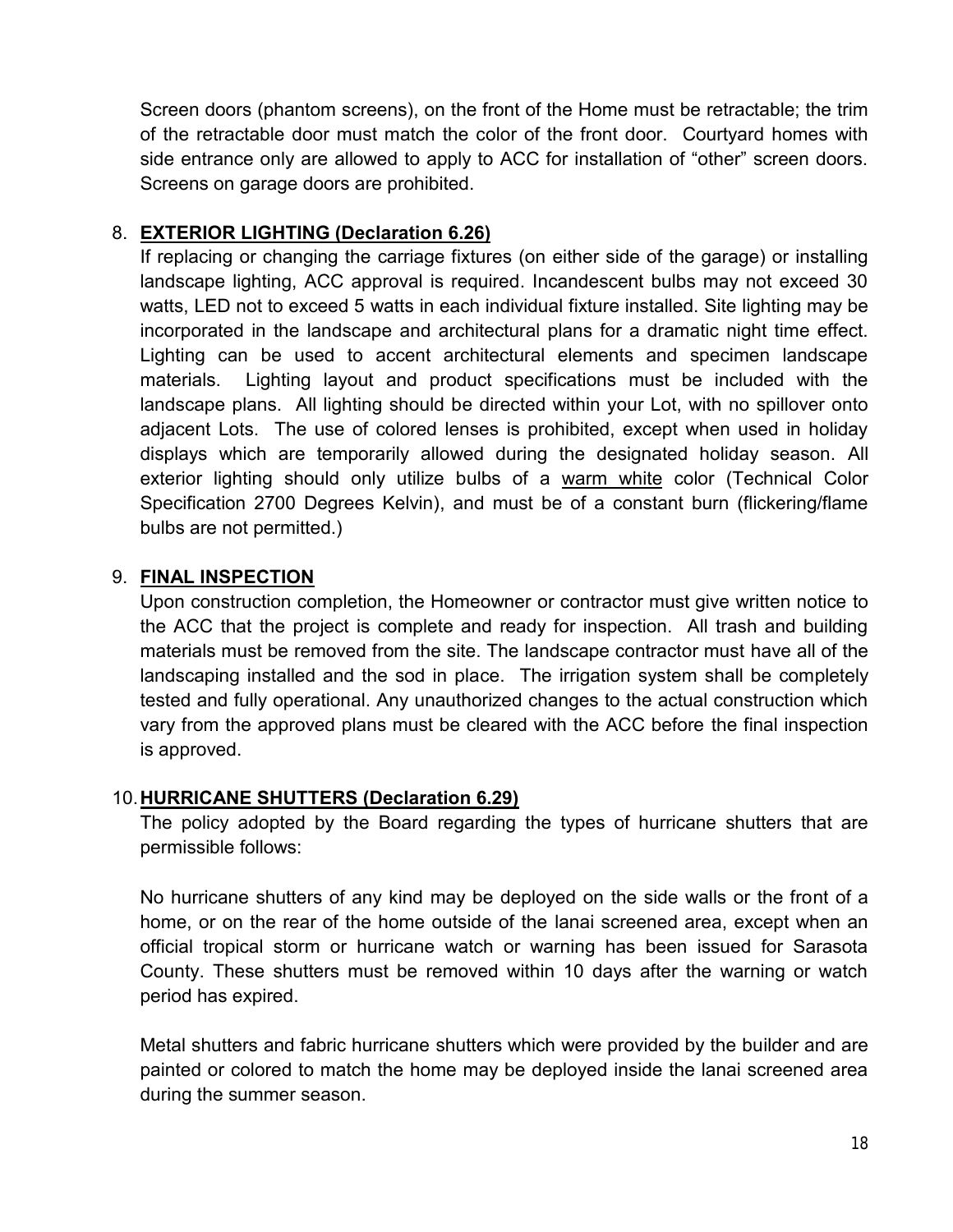Screen doors (phantom screens), on the front of the Home must be retractable; the trim of the retractable door must match the color of the front door. Courtyard homes with side entrance only are allowed to apply to ACC for installation of "other" screen doors. Screens on garage doors are prohibited.

8. **EXTERIOR LIGHTING (Declaration 6.26)**
   If replacing or changing the carriage fixtures (on either side of the garage) or installing landscape lighting, ACC approval is required. Incandescent bulbs may not exceed 30 watts, LED not to exceed 5 watts in each individual fixture installed. Site lighting may be incorporated in the landscape and architectural plans for a dramatic night time effect. Lighting can be used to accent architectural elements and specimen landscape materials. Lighting layout and product specifications must be included with the landscape plans. All lighting should be directed within your Lot, with no spillover onto adjacent Lots. The use of colored lenses is prohibited, except when used in holiday displays which are temporarily allowed during the designated holiday season. All exterior lighting should only utilize bulbs of a <u>warm white</u> color (Technical Color Specification 2700 Degrees Kelvin), and must be of a constant burn (flickering/flame bulbs are not permitted.)

9. **FINAL INSPECTION**
   Upon construction completion, the Homeowner or contractor must give written notice to the ACC that the project is complete and ready for inspection. All trash and building materials must be removed from the site. The landscape contractor must have all of the landscaping installed and the sod in place. The irrigation system shall be completely tested and fully operational. Any unauthorized changes to the actual construction which vary from the approved plans must be cleared with the ACC before the final inspection is approved.

10. **HURRICANE SHUTTERS (Declaration 6.29)**
    The policy adopted by the Board regarding the types of hurricane shutters that are permissible follows:

    No hurricane shutters of any kind may be deployed on the side walls or the front of a home, or on the rear of the home outside of the lanai screened area, except when an official tropical storm or hurricane watch or warning has been issued for Sarasota County. These shutters must be removed within 10 days after the warning or watch period has expired.

    Metal shutters and fabric hurricane shutters which were provided by the builder and are painted or colored to match the home may be deployed inside the lanai screened area during the summer season.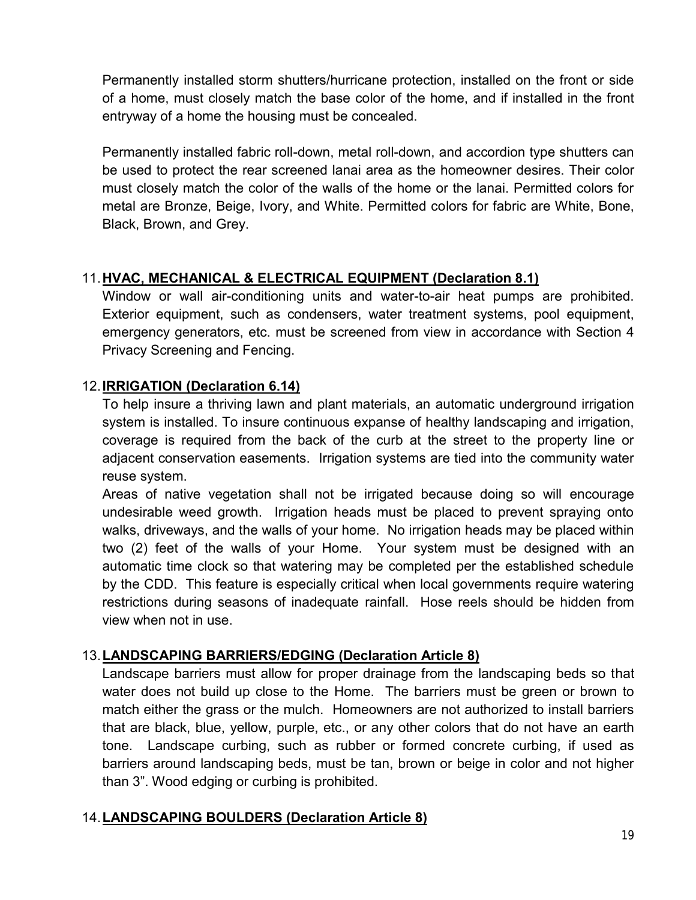Permanently installed storm shutters/hurricane protection, installed on the front or side of a home, must closely match the base color of the home, and if installed in the front entryway of a home the housing must be concealed.

Permanently installed fabric roll-down, metal roll-down, and accordion type shutters can be used to protect the rear screened lanai area as the homeowner desires. Their color must closely match the color of the walls of the home or the lanai. Permitted colors for metal are Bronze, Beige, Ivory, and White. Permitted colors for fabric are White, Bone, Black, Brown, and Grey.

11. **HVAC, MECHANICAL & ELECTRICAL EQUIPMENT (Declaration 8.1)**
Window or wall air-conditioning units and water-to-air heat pumps are prohibited. Exterior equipment, such as condensers, water treatment systems, pool equipment, emergency generators, etc. must be screened from view in accordance with Section 4 Privacy Screening and Fencing.

12. **IRRIGATION (Declaration 6.14)**
To help insure a thriving lawn and plant materials, an automatic underground irrigation system is installed. To insure continuous expanse of healthy landscaping and irrigation, coverage is required from the back of the curb at the street to the property line or adjacent conservation easements. Irrigation systems are tied into the community water reuse system.
Areas of native vegetation shall not be irrigated because doing so will encourage undesirable weed growth. Irrigation heads must be placed to prevent spraying onto walks, driveways, and the walls of your home. No irrigation heads may be placed within two (2) feet of the walls of your Home. Your system must be designed with an automatic time clock so that watering may be completed per the established schedule by the CDD. This feature is especially critical when local governments require watering restrictions during seasons of inadequate rainfall. Hose reels should be hidden from view when not in use.

13. **LANDSCAPING BARRIERS/EDGING (Declaration Article 8)**
Landscape barriers must allow for proper drainage from the landscaping beds so that water does not build up close to the Home. The barriers must be green or brown to match either the grass or the mulch. Homeowners are not authorized to install barriers that are black, blue, yellow, purple, etc., or any other colors that do not have an earth tone. Landscape curbing, such as rubber or formed concrete curbing, if used as barriers around landscaping beds, must be tan, brown or beige in color and not higher than 3”. Wood edging or curbing is prohibited.

14. **LANDSCAPING BOULDERS (Declaration Article 8)**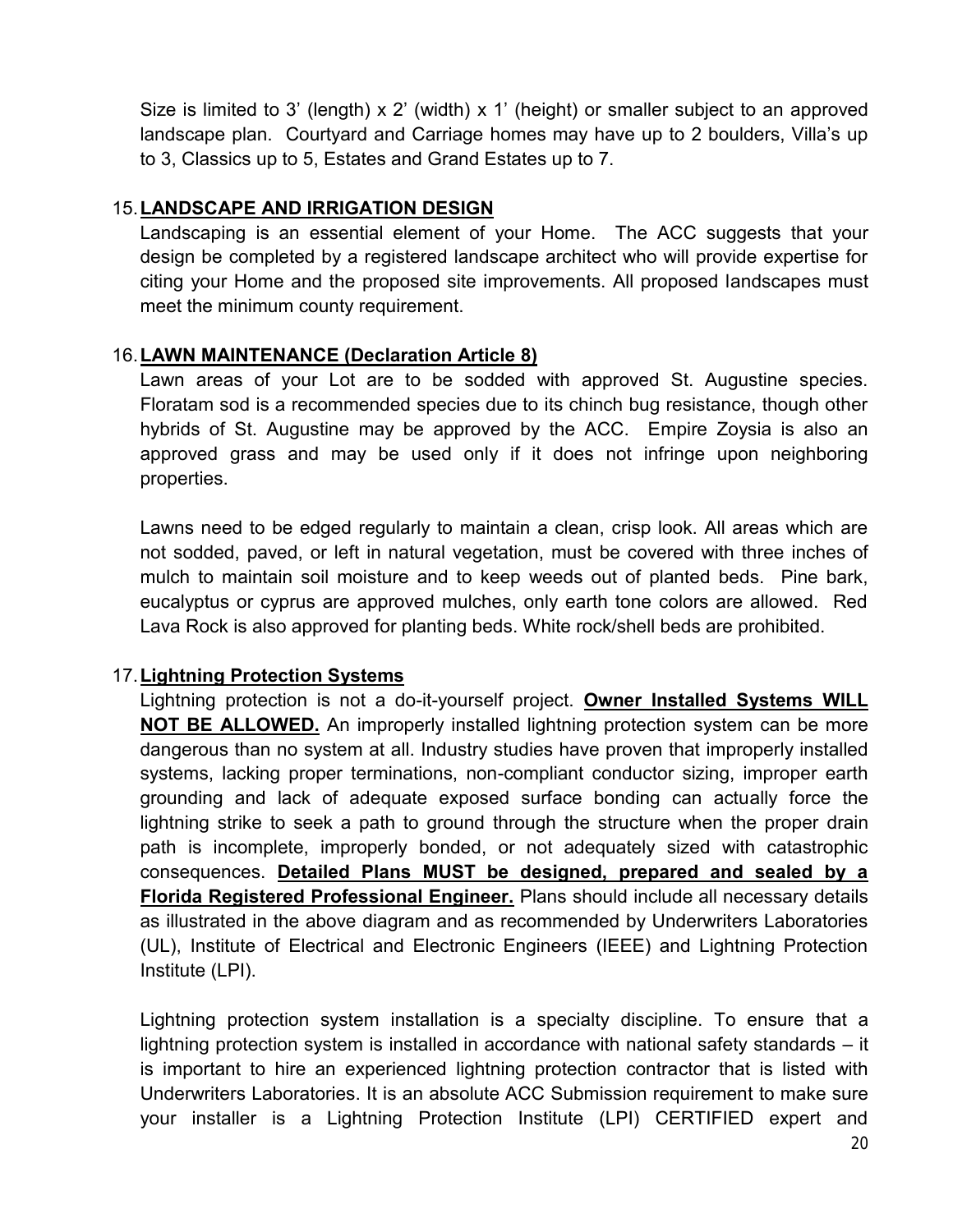Size is limited to 3' (length) x 2' (width) x 1' (height) or smaller subject to an approved landscape plan. Courtyard and Carriage homes may have up to 2 boulders, Villa's up to 3, Classics up to 5, Estates and Grand Estates up to 7.

15. **LANDSCAPE AND IRRIGATION DESIGN**

Landscaping is an essential element of your Home. The ACC suggests that your design be completed by a registered landscape architect who will provide expertise for citing your Home and the proposed site improvements. All proposed landscapes must meet the minimum county requirement.

16. **LAWN MAINTENANCE (Declaration Article 8)**

Lawn areas of your Lot are to be sodded with approved St. Augustine species. Floratam sod is a recommended species due to its chinch bug resistance, though other hybrids of St. Augustine may be approved by the ACC. Empire Zoysia is also an approved grass and may be used only if it does not infringe upon neighboring properties.

Lawns need to be edged regularly to maintain a clean, crisp look. All areas which are not sodded, paved, or left in natural vegetation, must be covered with three inches of mulch to maintain soil moisture and to keep weeds out of planted beds. Pine bark, eucalyptus or cyprus are approved mulches, only earth tone colors are allowed. Red Lava Rock is also approved for planting beds. White rock/shell beds are prohibited.

17. **Lightning Protection Systems**

Lightning protection is not a do-it-yourself project. **Owner Installed Systems WILL NOT BE ALLOWED.** An improperly installed lightning protection system can be more dangerous than no system at all. Industry studies have proven that improperly installed systems, lacking proper terminations, non-compliant conductor sizing, improper earth grounding and lack of adequate exposed surface bonding can actually force the lightning strike to seek a path to ground through the structure when the proper drain path is incomplete, improperly bonded, or not adequately sized with catastrophic consequences. **Detailed Plans MUST be designed, prepared and sealed by a Florida Registered Professional Engineer.** Plans should include all necessary details as illustrated in the above diagram and as recommended by Underwriters Laboratories (UL), Institute of Electrical and Electronic Engineers (IEEE) and Lightning Protection Institute (LPI).

Lightning protection system installation is a specialty discipline. To ensure that a lightning protection system is installed in accordance with national safety standards – it is important to hire an experienced lightning protection contractor that is listed with Underwriters Laboratories. It is an absolute ACC Submission requirement to make sure your installer is a Lightning Protection Institute (LPI) CERTIFIED expert and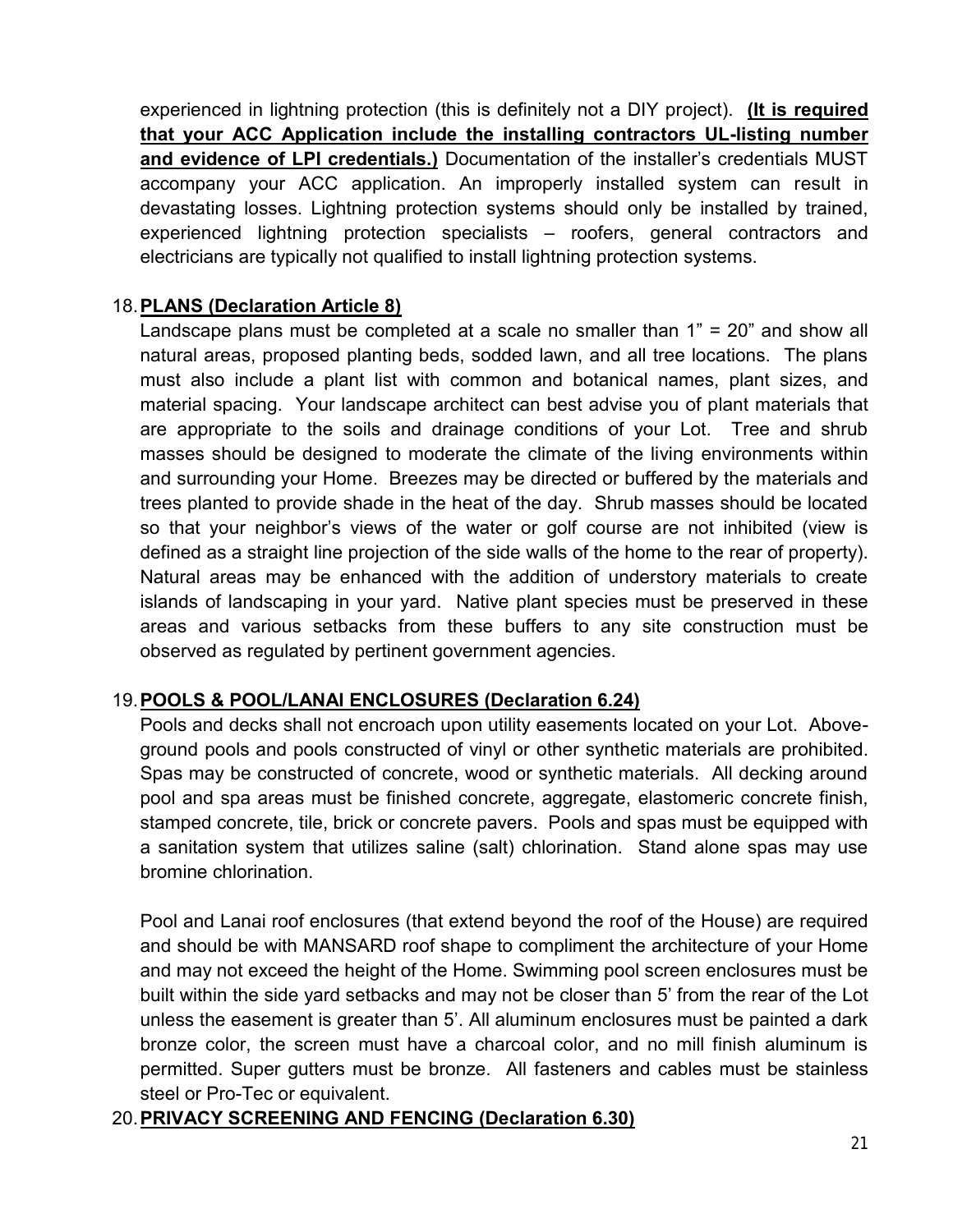experienced in lightning protection (this is definitely not a DIY project). **(It is required that your ACC Application include the installing contractors UL-listing number and evidence of LPI credentials.)** Documentation of the installer's credentials MUST accompany your ACC application. An improperly installed system can result in devastating losses. Lightning protection systems should only be installed by trained, experienced lightning protection specialists – roofers, general contractors and electricians are typically not qualified to install lightning protection systems.

18. **PLANS (Declaration Article 8)**

Landscape plans must be completed at a scale no smaller than 1" = 20" and show all natural areas, proposed planting beds, sodded lawn, and all tree locations. The plans must also include a plant list with common and botanical names, plant sizes, and material spacing. Your landscape architect can best advise you of plant materials that are appropriate to the soils and drainage conditions of your Lot. Tree and shrub masses should be designed to moderate the climate of the living environments within and surrounding your Home. Breezes may be directed or buffered by the materials and trees planted to provide shade in the heat of the day. Shrub masses should be located so that your neighbor's views of the water or golf course are not inhibited (view is defined as a straight line projection of the side walls of the home to the rear of property). Natural areas may be enhanced with the addition of understory materials to create islands of landscaping in your yard. Native plant species must be preserved in these areas and various setbacks from these buffers to any site construction must be observed as regulated by pertinent government agencies.

19. **POOLS & POOL/LANAI ENCLOSURES (Declaration 6.24)**

Pools and decks shall not encroach upon utility easements located on your Lot. Above-ground pools and pools constructed of vinyl or other synthetic materials are prohibited. Spas may be constructed of concrete, wood or synthetic materials. All decking around pool and spa areas must be finished concrete, aggregate, elastomeric concrete finish, stamped concrete, tile, brick or concrete pavers. Pools and spas must be equipped with a sanitation system that utilizes saline (salt) chlorination. Stand alone spas may use bromine chlorination.

Pool and Lanai roof enclosures (that extend beyond the roof of the House) are required and should be with MANSARD roof shape to compliment the architecture of your Home and may not exceed the height of the Home. Swimming pool screen enclosures must be built within the side yard setbacks and may not be closer than 5' from the rear of the Lot unless the easement is greater than 5'. All aluminum enclosures must be painted a dark bronze color, the screen must have a charcoal color, and no mill finish aluminum is permitted. Super gutters must be bronze. All fasteners and cables must be stainless steel or Pro-Tec or equivalent.

20. **PRIVACY SCREENING AND FENCING (Declaration 6.30)**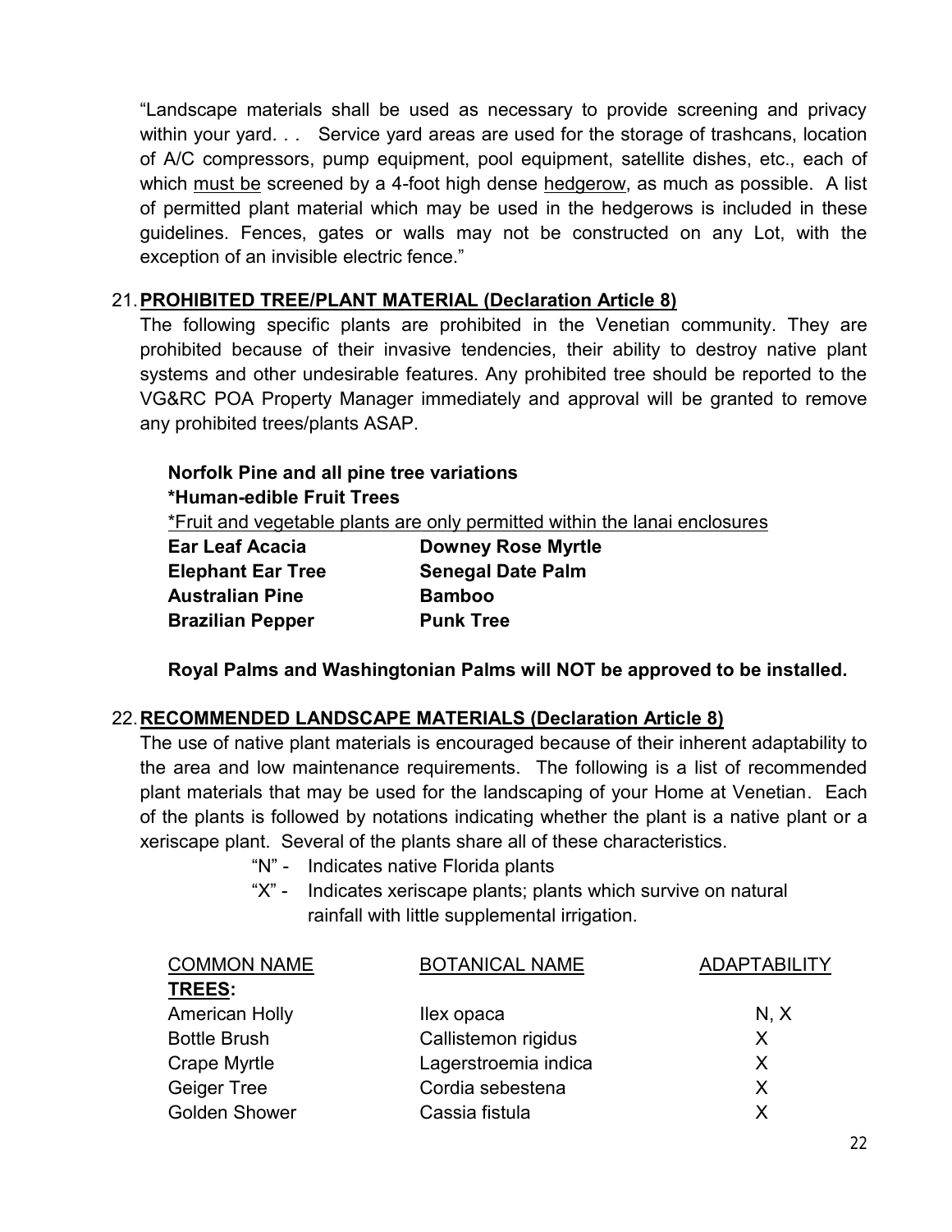"Landscape materials shall be used as necessary to provide screening and privacy within your yard. . .  Service yard areas are used for the storage of trashcans, location of A/C compressors, pump equipment, pool equipment, satellite dishes, etc., each of which <u>must be</u> screened by a 4-foot high dense <u>hedgerow</u>, as much as possible.  A list of permitted plant material which may be used in the hedgerows is included in these guidelines. Fences, gates or walls may not be constructed on any Lot, with the exception of an invisible electric fence."

## 21. <u>PROHIBITED TREE/PLANT MATERIAL (Declaration Article 8)</u>

The following specific plants are prohibited in the Venetian community. They are prohibited because of their invasive tendencies, their ability to destroy native plant systems and other undesirable features. Any prohibited tree should be reported to the VG&RC POA Property Manager immediately and approval will be granted to remove any prohibited trees/plants ASAP.

**Norfolk Pine and all pine tree variations**
**\*Human-edible Fruit Trees**
<u>\*Fruit and vegetable plants are only permitted within the lanai enclosures</u>

| | |
|---|---|
| **Ear Leaf Acacia** | **Downey Rose Myrtle** |
| **Elephant Ear Tree** | **Senegal Date Palm** |
| **Australian Pine** | **Bamboo** |
| **Brazilian Pepper** | **Punk Tree** |

**Royal Palms and Washingtonian Palms will NOT be approved to be installed.**

## 22. <u>RECOMMENDED LANDSCAPE MATERIALS (Declaration Article 8)</u>

The use of native plant materials is encouraged because of their inherent adaptability to the area and low maintenance requirements.  The following is a list of recommended plant materials that may be used for the landscaping of your Home at Venetian.  Each of the plants is followed by notations indicating whether the plant is a native plant or a xeriscape plant.  Several of the plants share all of these characteristics.

- "N" - Indicates native Florida plants
- "X" - Indicates xeriscape plants; plants which survive on natural rainfall with little supplemental irrigation.

| COMMON NAME | BOTANICAL NAME | ADAPTABILITY |
|---|---|---|
| **TREES:** | | |
| American Holly | Ilex opaca | N, X |
| Bottle Brush | Callistemon rigidus | X |
| Crape Myrtle | Lagerstroemia indica | X |
| Geiger Tree | Cordia sebestena | X |
| Golden Shower | Cassia fistula | X |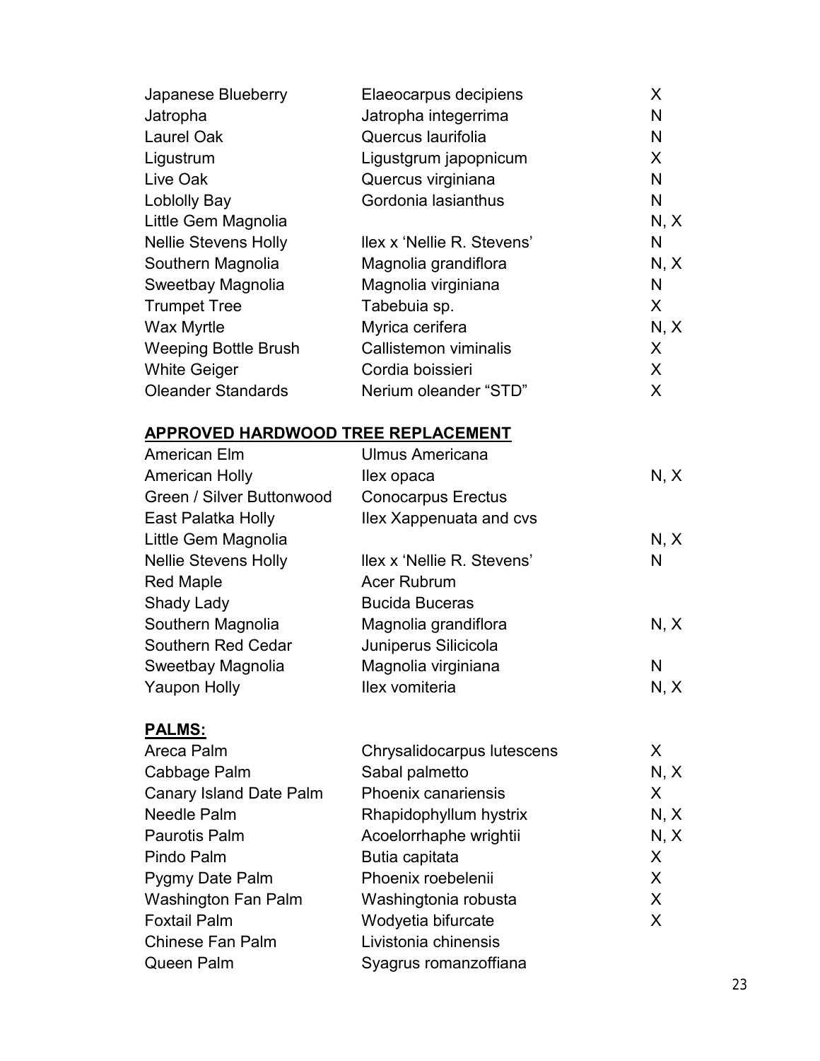| | | |
|---|---|---|
| Japanese Blueberry | Elaeocarpus decipiens | X |
| Jatropha | Jatropha integerrima | N |
| Laurel Oak | Quercus laurifolia | N |
| Ligustrum | Ligustgrum japopnicum | X |
| Live Oak | Quercus virginiana | N |
| Loblolly Bay | Gordonia lasianthus | N |
| Little Gem Magnolia | | N, X |
| Nellie Stevens Holly | Ilex x 'Nellie R. Stevens' | N |
| Southern Magnolia | Magnolia grandiflora | N, X |
| Sweetbay Magnolia | Magnolia virginiana | N |
| Trumpet Tree | Tabebuia sp. | X |
| Wax Myrtle | Myrica cerifera | N, X |
| Weeping Bottle Brush | Callistemon viminalis | X |
| White Geiger | Cordia boissieri | X |
| Oleander Standards | Nerium oleander "STD" | X |

**APPROVED HARDWOOD TREE REPLACEMENT**

| | | |
|---|---|---|
| American Elm | Ulmus Americana | |
| American Holly | Ilex opaca | N, X |
| Green / Silver Buttonwood | Conocarpus Erectus | |
| East Palatka Holly | Ilex Xappenuata and cvs | |
| Little Gem Magnolia | | N, X |
| Nellie Stevens Holly | Ilex x 'Nellie R. Stevens' | N |
| Red Maple | Acer Rubrum | |
| Shady Lady | Bucida Buceras | |
| Southern Magnolia | Magnolia grandiflora | N, X |
| Southern Red Cedar | Juniperus Silicicola | |
| Sweetbay Magnolia | Magnolia virginiana | N |
| Yaupon Holly | Ilex vomiteria | N, X |

**PALMS:**

| | | |
|---|---|---|
| Areca Palm | Chrysalidocarpus lutescens | X |
| Cabbage Palm | Sabal palmetto | N, X |
| Canary Island Date Palm | Phoenix canariensis | X |
| Needle Palm | Rhapidophyllum hystrix | N, X |
| Paurotis Palm | Acoelorrhaphe wrightii | N, X |
| Pindo Palm | Butia capitata | X |
| Pygmy Date Palm | Phoenix roebelenii | X |
| Washington Fan Palm | Washingtonia robusta | X |
| Foxtail Palm | Wodyetia bifurcate | X |
| Chinese Fan Palm | Livistonia chinensis | |
| Queen Palm | Syagrus romanzoffiana | |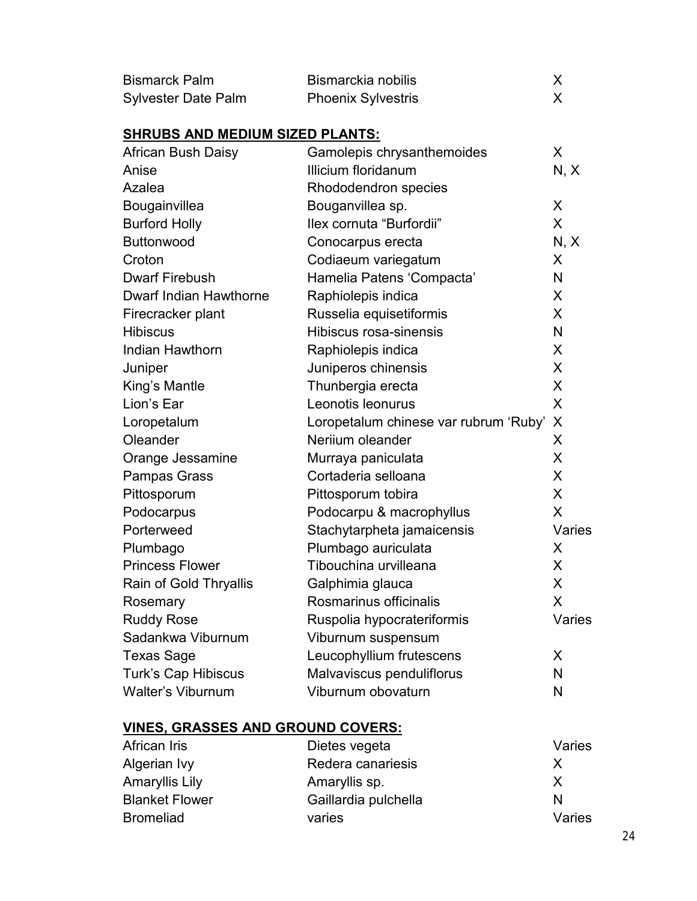| | | |
|---|---|---|
| Bismarck Palm | Bismarckia nobilis | X |
| Sylvester Date Palm | Phoenix Sylvestris | X |

**SHRUBS AND MEDIUM SIZED PLANTS:**

| | | |
|---|---|---|
| African Bush Daisy | Gamolepis chrysanthemoides | X |
| Anise | Illicium floridanum | N, X |
| Azalea | Rhododendron species | |
| Bougainvillea | Bouganvillea sp. | X |
| Burford Holly | Ilex cornuta “Burfordii” | X |
| Buttonwood | Conocarpus erecta | N, X |
| Croton | Codiaeum variegatum | X |
| Dwarf Firebush | Hamelia Patens ‘Compacta’ | N |
| Dwarf Indian Hawthorne | Raphiolepis indica | X |
| Firecracker plant | Russelia equisetiformis | X |
| Hibiscus | Hibiscus rosa-sinensis | N |
| Indian Hawthorn | Raphiolepis indica | X |
| Juniper | Juniperos chinensis | X |
| King’s Mantle | Thunbergia erecta | X |
| Lion’s Ear | Leonotis leonurus | X |
| Loropetalum | Loropetalum chinese var rubrum ‘Ruby’ | X |
| Oleander | Neriium oleander | X |
| Orange Jessamine | Murraya paniculata | X |
| Pampas Grass | Cortaderia selloana | X |
| Pittosporum | Pittosporum tobira | X |
| Podocarpus | Podocarpu & macrophyllus | X |
| Porterweed | Stachytarpheta jamaicensis | Varies |
| Plumbago | Plumbago auriculata | X |
| Princess Flower | Tibouchina urvilleana | X |
| Rain of Gold Thryallis | Galphimia glauca | X |
| Rosemary | Rosmarinus officinalis | X |
| Ruddy Rose | Ruspolia hypocrateriformis | Varies |
| Sadankwa Viburnum | Viburnum suspensum | |
| Texas Sage | Leucophyllium frutescens | X |
| Turk’s Cap Hibiscus | Malvaviscus penduliflorus | N |
| Walter’s Viburnum | Viburnum obovaturn | N |

**VINES, GRASSES AND GROUND COVERS:**

| | | |
|---|---|---|
| African Iris | Dietes vegeta | Varies |
| Algerian Ivy | Redera canariesis | X |
| Amaryllis Lily | Amaryllis sp. | X |
| Blanket Flower | Gaillardia pulchella | N |
| Bromeliad | varies | Varies |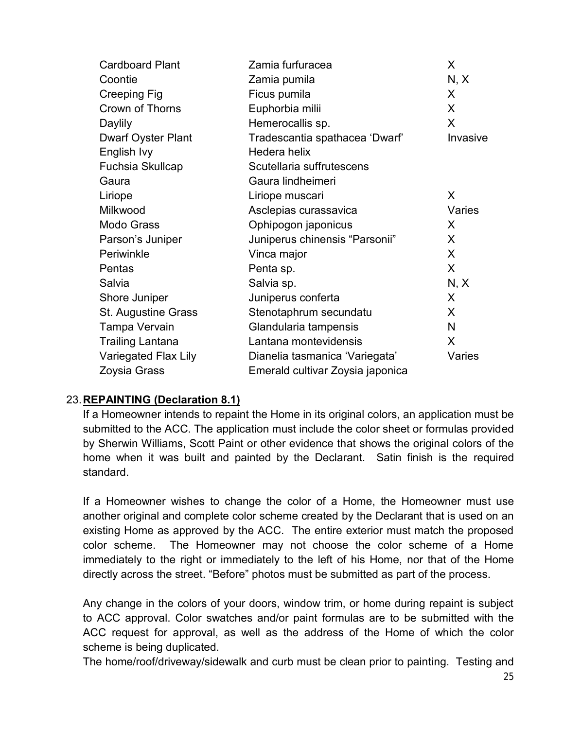| | | |
|---|---|---|
| Cardboard Plant | Zamia furfuracea | X |
| Coontie | Zamia pumila | N, X |
| Creeping Fig | Ficus pumila | X |
| Crown of Thorns | Euphorbia milii | X |
| Daylily | Hemerocallis sp. | X |
| Dwarf Oyster Plant | Tradescantia spathacea 'Dwarf' | Invasive |
| English Ivy | Hedera helix | |
| Fuchsia Skullcap | Scutellaria suffrutescens | |
| Gaura | Gaura lindheimeri | |
| Liriope | Liriope muscari | X |
| Milkwood | Asclepias curassavica | Varies |
| Modo Grass | Ophipogon japonicus | X |
| Parson's Juniper | Juniperus chinensis "Parsonii" | X |
| Periwinkle | Vinca major | X |
| Pentas | Penta sp. | X |
| Salvia | Salvia sp. | N, X |
| Shore Juniper | Juniperus conferta | X |
| St. Augustine Grass | Stenotaphrum secundatu | X |
| Tampa Vervain | Glandularia tampensis | N |
| Trailing Lantana | Lantana montevidensis | X |
| Variegated Flax Lily | Dianelia tasmanica 'Variegata' | Varies |
| Zoysia Grass | Emerald cultivar Zoysia japonica | |

23. **REPAINTING (Declaration 8.1)**

If a Homeowner intends to repaint the Home in its original colors, an application must be submitted to the ACC. The application must include the color sheet or formulas provided by Sherwin Williams, Scott Paint or other evidence that shows the original colors of the home when it was built and painted by the Declarant. Satin finish is the required standard.

If a Homeowner wishes to change the color of a Home, the Homeowner must use another original and complete color scheme created by the Declarant that is used on an existing Home as approved by the ACC. The entire exterior must match the proposed color scheme. The Homeowner may not choose the color scheme of a Home immediately to the right or immediately to the left of his Home, nor that of the Home directly across the street. "Before" photos must be submitted as part of the process.

Any change in the colors of your doors, window trim, or home during repaint is subject to ACC approval. Color swatches and/or paint formulas are to be submitted with the ACC request for approval, as well as the address of the Home of which the color scheme is being duplicated.

The home/roof/driveway/sidewalk and curb must be clean prior to painting. Testing and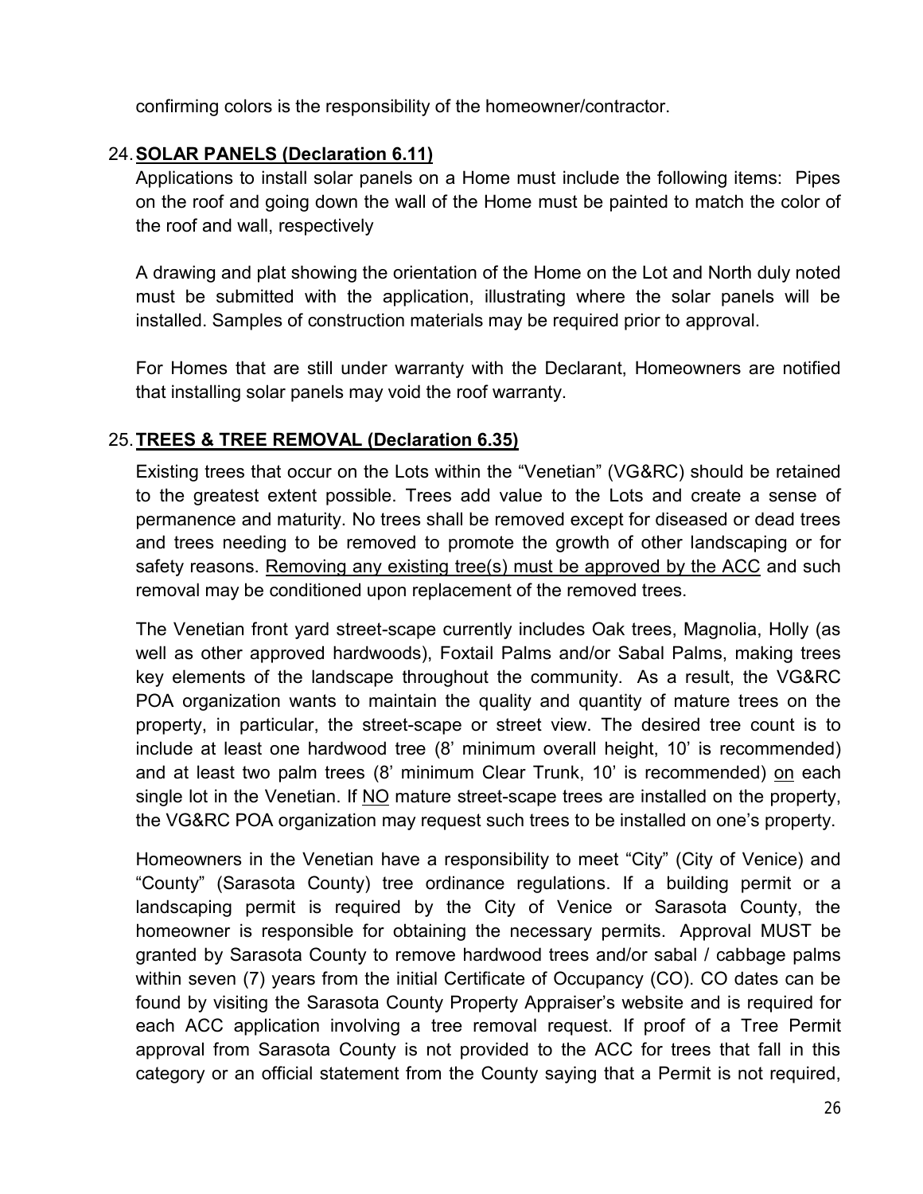confirming colors is the responsibility of the homeowner/contractor.

## 24. SOLAR PANELS (Declaration 6.11)

Applications to install solar panels on a Home must include the following items: Pipes on the roof and going down the wall of the Home must be painted to match the color of the roof and wall, respectively

A drawing and plat showing the orientation of the Home on the Lot and North duly noted must be submitted with the application, illustrating where the solar panels will be installed. Samples of construction materials may be required prior to approval.

For Homes that are still under warranty with the Declarant, Homeowners are notified that installing solar panels may void the roof warranty.

## 25. TREES & TREE REMOVAL (Declaration 6.35)

Existing trees that occur on the Lots within the "Venetian" (VG&RC) should be retained to the greatest extent possible. Trees add value to the Lots and create a sense of permanence and maturity. No trees shall be removed except for diseased or dead trees and trees needing to be removed to promote the growth of other landscaping or for safety reasons. <u>Removing any existing tree(s) must be approved by the ACC</u> and such removal may be conditioned upon replacement of the removed trees.

The Venetian front yard street-scape currently includes Oak trees, Magnolia, Holly (as well as other approved hardwoods), Foxtail Palms and/or Sabal Palms, making trees key elements of the landscape throughout the community. As a result, the VG&RC POA organization wants to maintain the quality and quantity of mature trees on the property, in particular, the street-scape or street view. The desired tree count is to include at least one hardwood tree (8' minimum overall height, 10' is recommended) and at least two palm trees (8' minimum Clear Trunk, 10' is recommended) <u>on</u> each single lot in the Venetian. If <u>NO</u> mature street-scape trees are installed on the property, the VG&RC POA organization may request such trees to be installed on one's property.

Homeowners in the Venetian have a responsibility to meet "City" (City of Venice) and "County" (Sarasota County) tree ordinance regulations. If a building permit or a landscaping permit is required by the City of Venice or Sarasota County, the homeowner is responsible for obtaining the necessary permits. Approval MUST be granted by Sarasota County to remove hardwood trees and/or sabal / cabbage palms within seven (7) years from the initial Certificate of Occupancy (CO). CO dates can be found by visiting the Sarasota County Property Appraiser's website and is required for each ACC application involving a tree removal request. If proof of a Tree Permit approval from Sarasota County is not provided to the ACC for trees that fall in this category or an official statement from the County saying that a Permit is not required,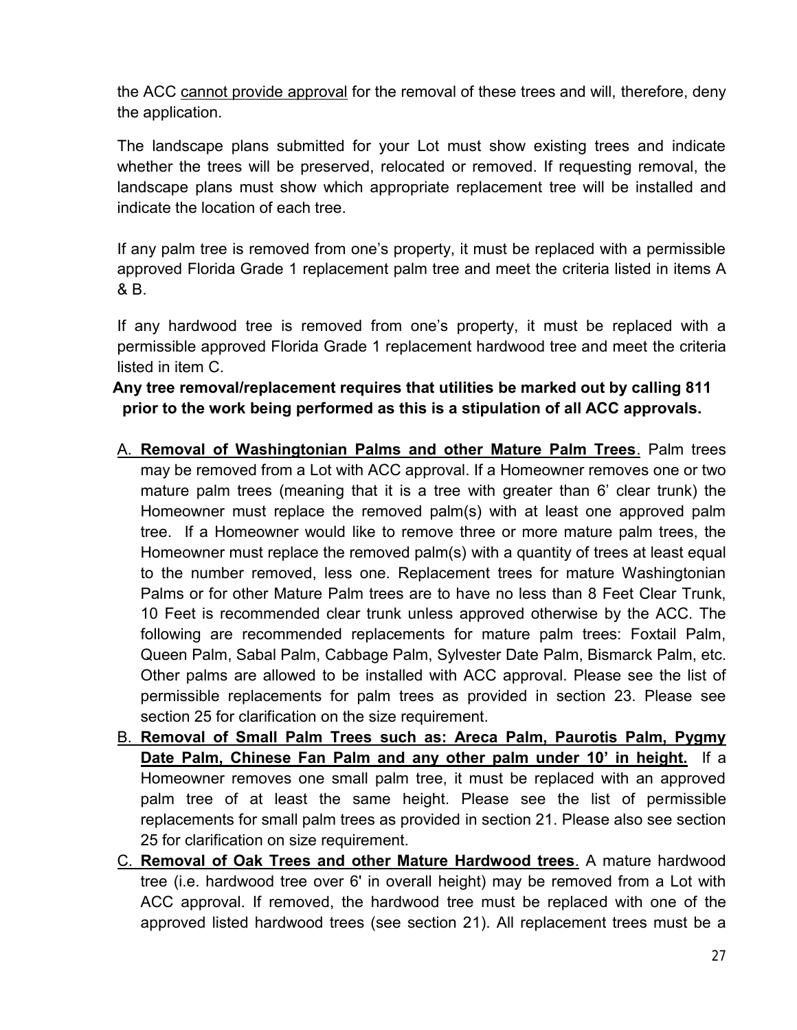the ACC cannot provide approval for the removal of these trees and will, therefore, deny the application.

The landscape plans submitted for your Lot must show existing trees and indicate whether the trees will be preserved, relocated or removed. If requesting removal, the landscape plans must show which appropriate replacement tree will be installed and indicate the location of each tree.

If any palm tree is removed from one's property, it must be replaced with a permissible approved Florida Grade 1 replacement palm tree and meet the criteria listed in items A & B.

If any hardwood tree is removed from one's property, it must be replaced with a permissible approved Florida Grade 1 replacement hardwood tree and meet the criteria listed in item C.

**Any tree removal/replacement requires that utilities be marked out by calling 811 prior to the work being performed as this is a stipulation of all ACC approvals.**

A. **Removal of Washingtonian Palms and other Mature Palm Trees**. Palm trees may be removed from a Lot with ACC approval. If a Homeowner removes one or two mature palm trees (meaning that it is a tree with greater than 6' clear trunk) the Homeowner must replace the removed palm(s) with at least one approved palm tree. If a Homeowner would like to remove three or more mature palm trees, the Homeowner must replace the removed palm(s) with a quantity of trees at least equal to the number removed, less one. Replacement trees for mature Washingtonian Palms or for other Mature Palm trees are to have no less than 8 Feet Clear Trunk, 10 Feet is recommended clear trunk unless approved otherwise by the ACC. The following are recommended replacements for mature palm trees: Foxtail Palm, Queen Palm, Sabal Palm, Cabbage Palm, Sylvester Date Palm, Bismarck Palm, etc. Other palms are allowed to be installed with ACC approval. Please see the list of permissible replacements for palm trees as provided in section 23. Please see section 25 for clarification on the size requirement.
B. **Removal of Small Palm Trees such as: Areca Palm, Paurotis Palm, Pygmy Date Palm, Chinese Fan Palm and any other palm under 10' in height.** If a Homeowner removes one small palm tree, it must be replaced with an approved palm tree of at least the same height. Please see the list of permissible replacements for small palm trees as provided in section 21. Please also see section 25 for clarification on size requirement.
C. **Removal of Oak Trees and other Mature Hardwood trees**. A mature hardwood tree (i.e. hardwood tree over 6' in overall height) may be removed from a Lot with ACC approval. If removed, the hardwood tree must be replaced with one of the approved listed hardwood trees (see section 21). All replacement trees must be a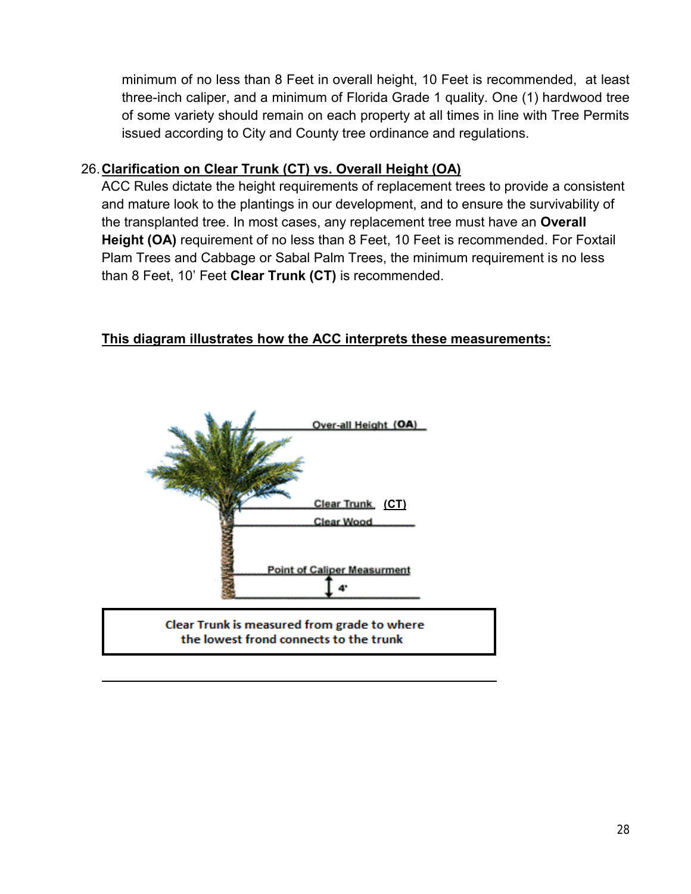minimum of no less than 8 Feet in overall height, 10 Feet is recommended, at least three-inch caliper, and a minimum of Florida Grade 1 quality. One (1) hardwood tree of some variety should remain on each property at all times in line with Tree Permits issued according to City and County tree ordinance and regulations.

26. **Clarification on Clear Trunk (CT) vs. Overall Height (OA)**

ACC Rules dictate the height requirements of replacement trees to provide a consistent and mature look to the plantings in our development, and to ensure the survivability of the transplanted tree. In most cases, any replacement tree must have an **Overall Height (OA)** requirement of no less than 8 Feet, 10 Feet is recommended. For Foxtail Plam Trees and Cabbage or Sabal Palm Trees, the minimum requirement is no less than 8 Feet, 10' Feet **Clear Trunk (CT)** is recommended.

**This diagram illustrates how the ACC interprets these measurements:**

Over-all Height (OA)

Clear Trunk (CT)

Clear Wood

Point of Caliper Measurment

4'

Clear Trunk is measured from grade to where the lowest frond connects to the trunk